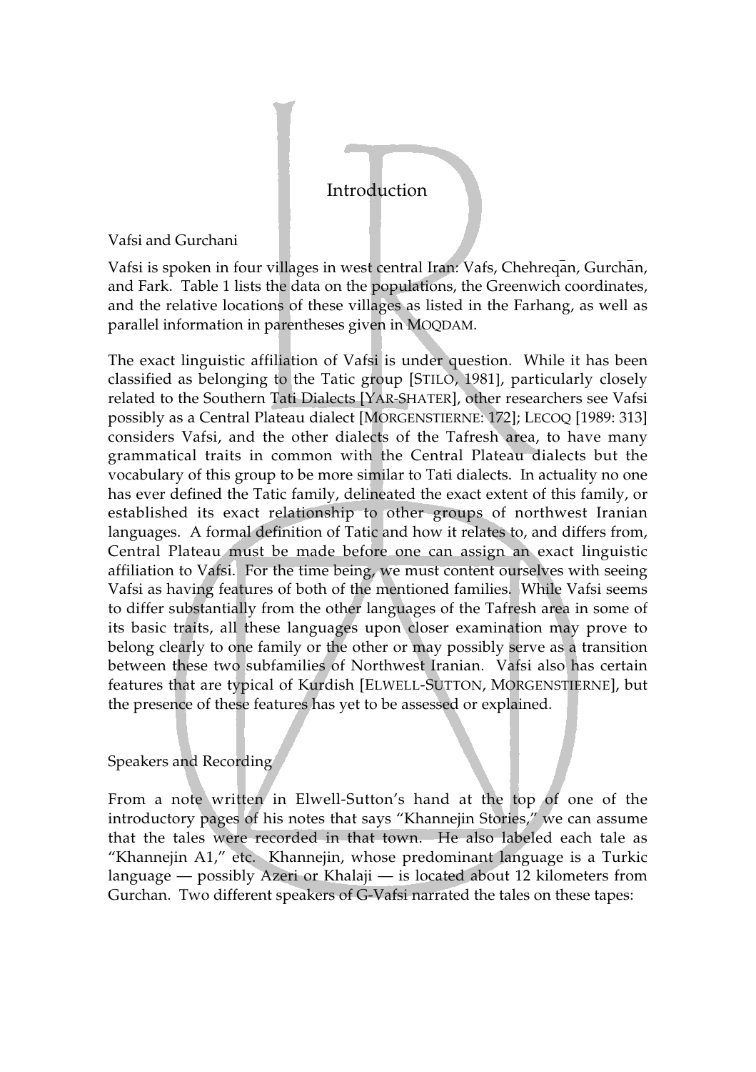# Introduction

## Vafsi and Gurchani

Vafsi is spoken in four villages in west central Iran: Vafs, Chehreqā̄n, Gurchā̄n, and Fark. Table 1 lists the data on the populations, the Greenwich coordinates, and the relative locations of these villages as listed in the Farhang, as well as parallel information in parentheses given in MOQDAM.

The exact linguistic affiliation of Vafsi is under question. While it has been classified as belonging to the Tatic group [STILO, 1981], particularly closely related to the Southern Tati Dialects [YAR-SHATER], other researchers see Vafsi possibly as a Central Plateau dialect [MORGENSTIERNE: 172]; LECOQ [1989: 313] considers Vafsi, and the other dialects of the Tafresh area, to have many grammatical traits in common with the Central Plateau dialects but the vocabulary of this group to be more similar to Tati dialects. In actuality no one has ever defined the Tatic family, delineated the exact extent of this family, or established its exact relationship to other groups of northwest Iranian languages. A formal definition of Tatic and how it relates to, and differs from, Central Plateau must be made before one can assign an exact linguistic affiliation to Vafsi. For the time being, we must content ourselves with seeing Vafsi as having features of both of the mentioned families. While Vafsi seems to differ substantially from the other languages of the Tafresh area in some of its basic traits, all these languages upon closer examination may prove to belong clearly to one family or the other or may possibly serve as a transition between these two subfamilies of Northwest Iranian. Vafsi also has certain features that are typical of Kurdish [ELWELL-SUTTON, MORGENSTIERNE], but the presence of these features has yet to be assessed or explained.

## Speakers and Recording

From a note written in Elwell-Sutton's hand at the top of one of the introductory pages of his notes that says "Khannejin Stories," we can assume that the tales were recorded in that town. He also labeled each tale as "Khannejin A1," etc. Khannejin, whose predominant language is a Turkic language — possibly Azeri or Khalaji — is located about 12 kilometers from Gurchan. Two different speakers of G-Vafsi narrated the tales on these tapes: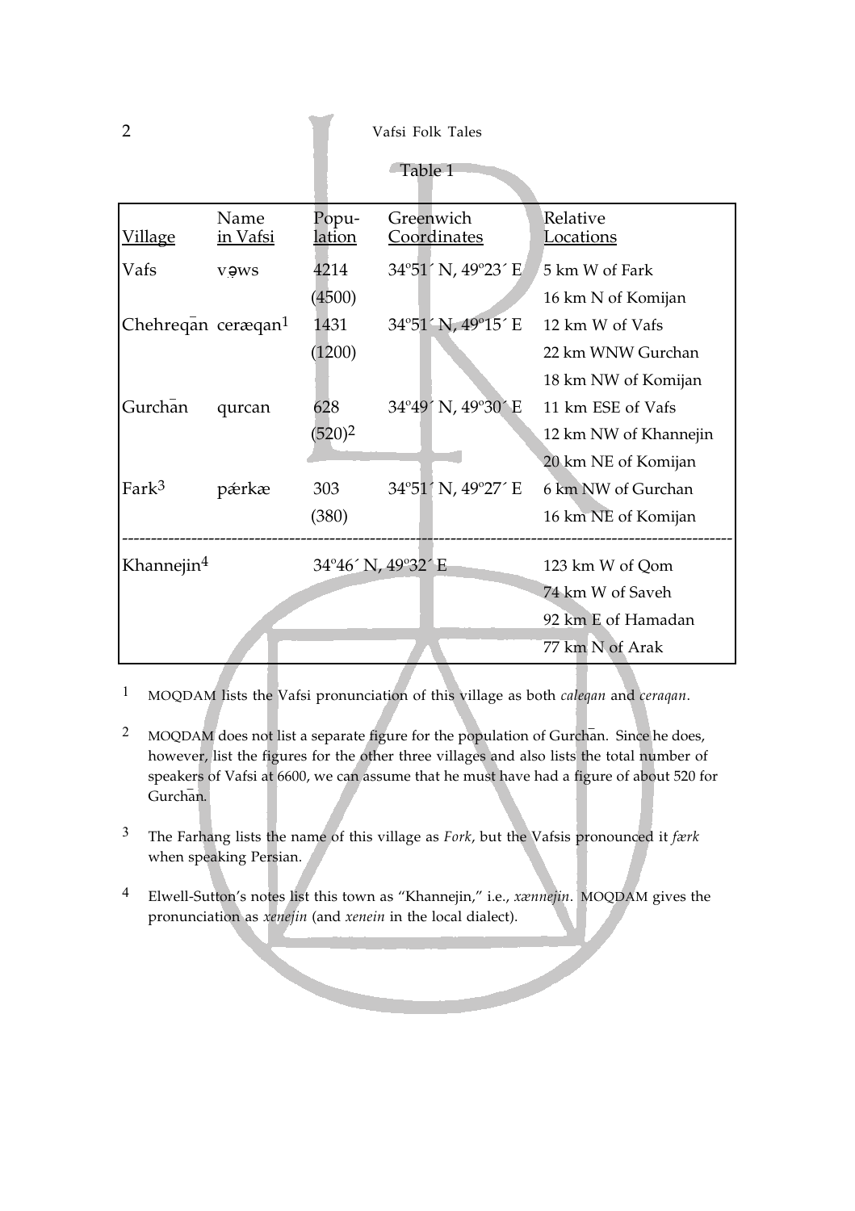Table 1

| Village | Name in Vafsi | Population | Greenwich Coordinates | Relative Locations |
|---|---|---|---|---|
| Vafs | vəws | 4214 (4500) | 34º51´ N, 49º23´ E | 5 km W of Fark<br>16 km N of Komijan |
| Chehreqān | ceræqan[1] | 1431 (1200) | 34º51´ N, 49º15´ E | 12 km W of Vafs<br>22 km WNW Gurchan<br>18 km NW of Komijan |
| Gurchān | qurcan | 628 (520)[2] | 34º49´ N, 49º30´ E | 11 km ESE of Vafs<br>12 km NW of Khannejin<br>20 km NE of Komijan |
| Fark[3] | pǽrkæ | 303 (380) | 34º51´ N, 49º27´ E | 6 km NW of Gurchan<br>16 km NE of Komijan |
| Khannejin[4] | | | 34º46´ N, 49º32´ E | 123 km W of Qom<br>74 km W of Saveh<br>92 km E of Hamadan<br>77 km N of Arak |

[1] MOQDAM lists the Vafsi pronunciation of this village as both *caleqan* and *ceraqan*.

[2] MOQDAM does not list a separate figure for the population of Gurchān. Since he does, however, list the figures for the other three villages and also lists the total number of speakers of Vafsi at 6600, we can assume that he must have had a figure of about 520 for Gurchān.

[3] The Farhang lists the name of this village as *Fork*, but the Vafsis pronounced it *færk* when speaking Persian.

[4] Elwell-Sutton's notes list this town as "Khannejin," i.e., *xænnejin*. MOQDAM gives the pronunciation as *xenejin* (and *xenein* in the local dialect).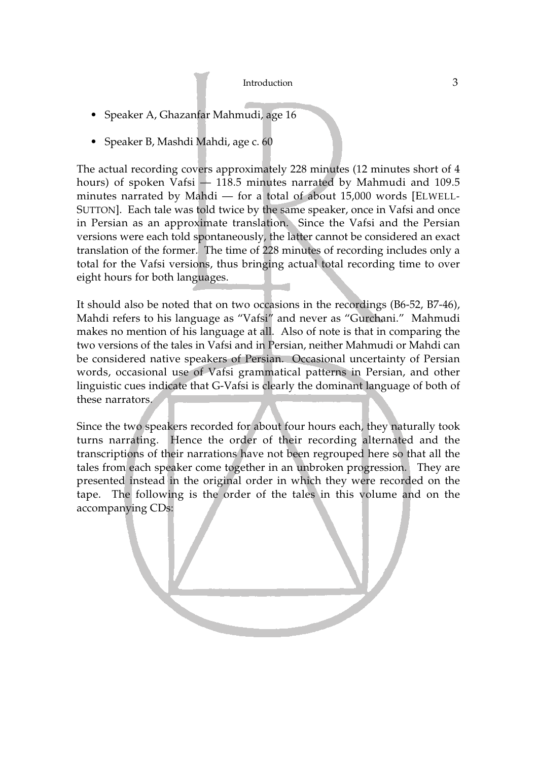- Speaker A, Ghazanfar Mahmudi, age 16
- Speaker B, Mashdi Mahdi, age c. 60

The actual recording covers approximately 228 minutes (12 minutes short of 4 hours) of spoken Vafsi — 118.5 minutes narrated by Mahmudi and 109.5 minutes narrated by Mahdi — for a total of about 15,000 words [ELWELL-SUTTON]. Each tale was told twice by the same speaker, once in Vafsi and once in Persian as an approximate translation. Since the Vafsi and the Persian versions were each told spontaneously, the latter cannot be considered an exact translation of the former. The time of 228 minutes of recording includes only a total for the Vafsi versions, thus bringing actual total recording time to over eight hours for both languages.

It should also be noted that on two occasions in the recordings (B6-52, B7-46), Mahdi refers to his language as "Vafsi" and never as "Gurchani." Mahmudi makes no mention of his language at all. Also of note is that in comparing the two versions of the tales in Vafsi and in Persian, neither Mahmudi or Mahdi can be considered native speakers of Persian. Occasional uncertainty of Persian words, occasional use of Vafsi grammatical patterns in Persian, and other linguistic cues indicate that G-Vafsi is clearly the dominant language of both of these narrators.

Since the two speakers recorded for about four hours each, they naturally took turns narrating. Hence the order of their recording alternated and the transcriptions of their narrations have not been regrouped here so that all the tales from each speaker come together in an unbroken progression. They are presented instead in the original order in which they were recorded on the tape. The following is the order of the tales in this volume and on the accompanying CDs: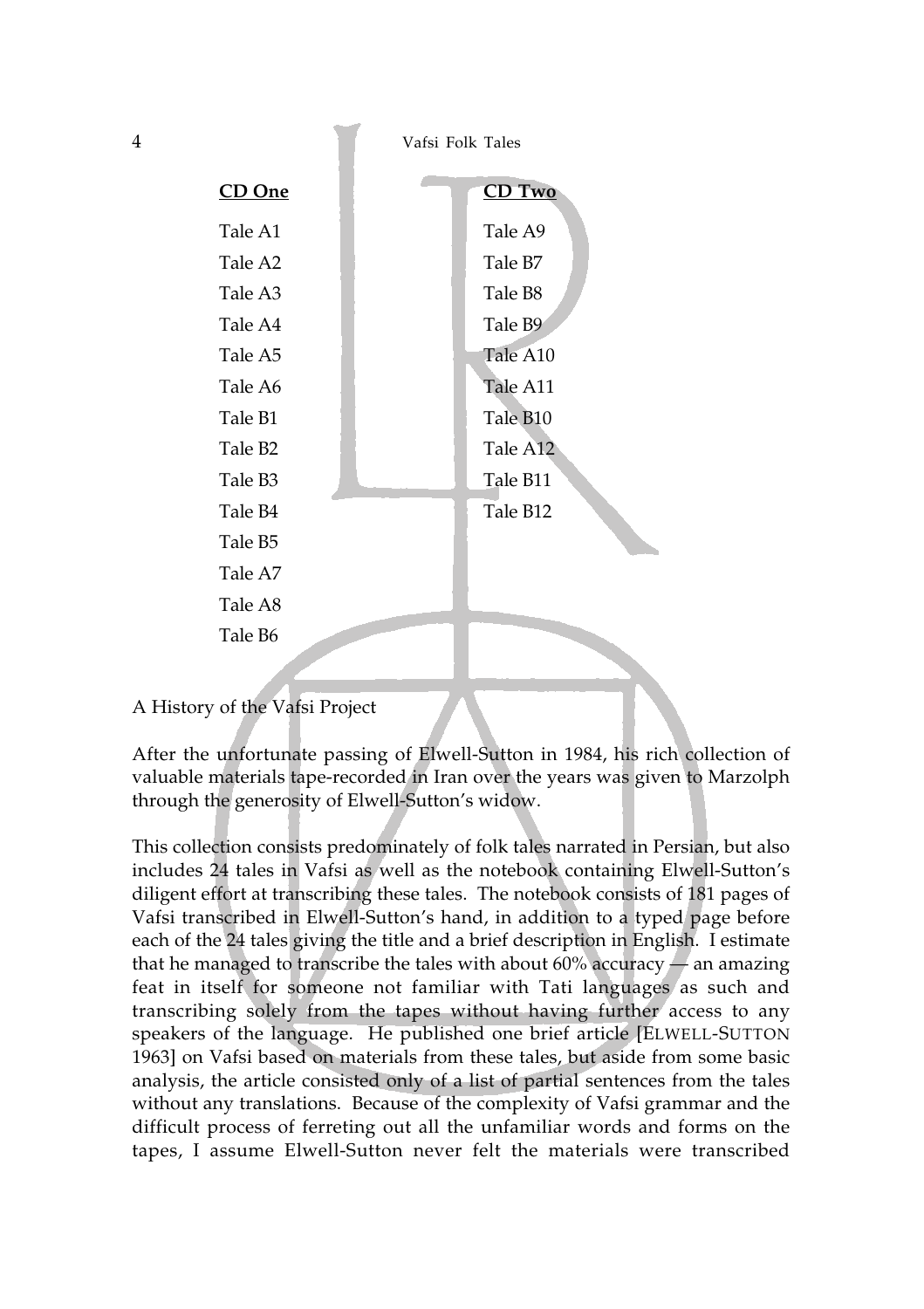| **CD One** | **CD Two** |
| --- | --- |
| Tale A1 | Tale A9 |
| Tale A2 | Tale B7 |
| Tale A3 | Tale B8 |
| Tale A4 | Tale B9 |
| Tale A5 | Tale A10 |
| Tale A6 | Tale A11 |
| Tale B1 | Tale B10 |
| Tale B2 | Tale A12 |
| Tale B3 | Tale B11 |
| Tale B4 | Tale B12 |
| Tale B5 | |
| Tale A7 | |
| Tale A8 | |
| Tale B6 | |

## A History of the Vafsi Project

After the unfortunate passing of Elwell-Sutton in 1984, his rich collection of valuable materials tape-recorded in Iran over the years was given to Marzolph through the generosity of Elwell-Sutton's widow.

This collection consists predominately of folk tales narrated in Persian, but also includes 24 tales in Vafsi as well as the notebook containing Elwell-Sutton's diligent effort at transcribing these tales. The notebook consists of 181 pages of Vafsi transcribed in Elwell-Sutton's hand, in addition to a typed page before each of the 24 tales giving the title and a brief description in English. I estimate that he managed to transcribe the tales with about 60% accuracy — an amazing feat in itself for someone not familiar with Tati languages as such and transcribing solely from the tapes without having further access to any speakers of the language. He published one brief article [ELWELL-SUTTON 1963] on Vafsi based on materials from these tales, but aside from some basic analysis, the article consisted only of a list of partial sentences from the tales without any translations. Because of the complexity of Vafsi grammar and the difficult process of ferreting out all the unfamiliar words and forms on the tapes, I assume Elwell-Sutton never felt the materials were transcribed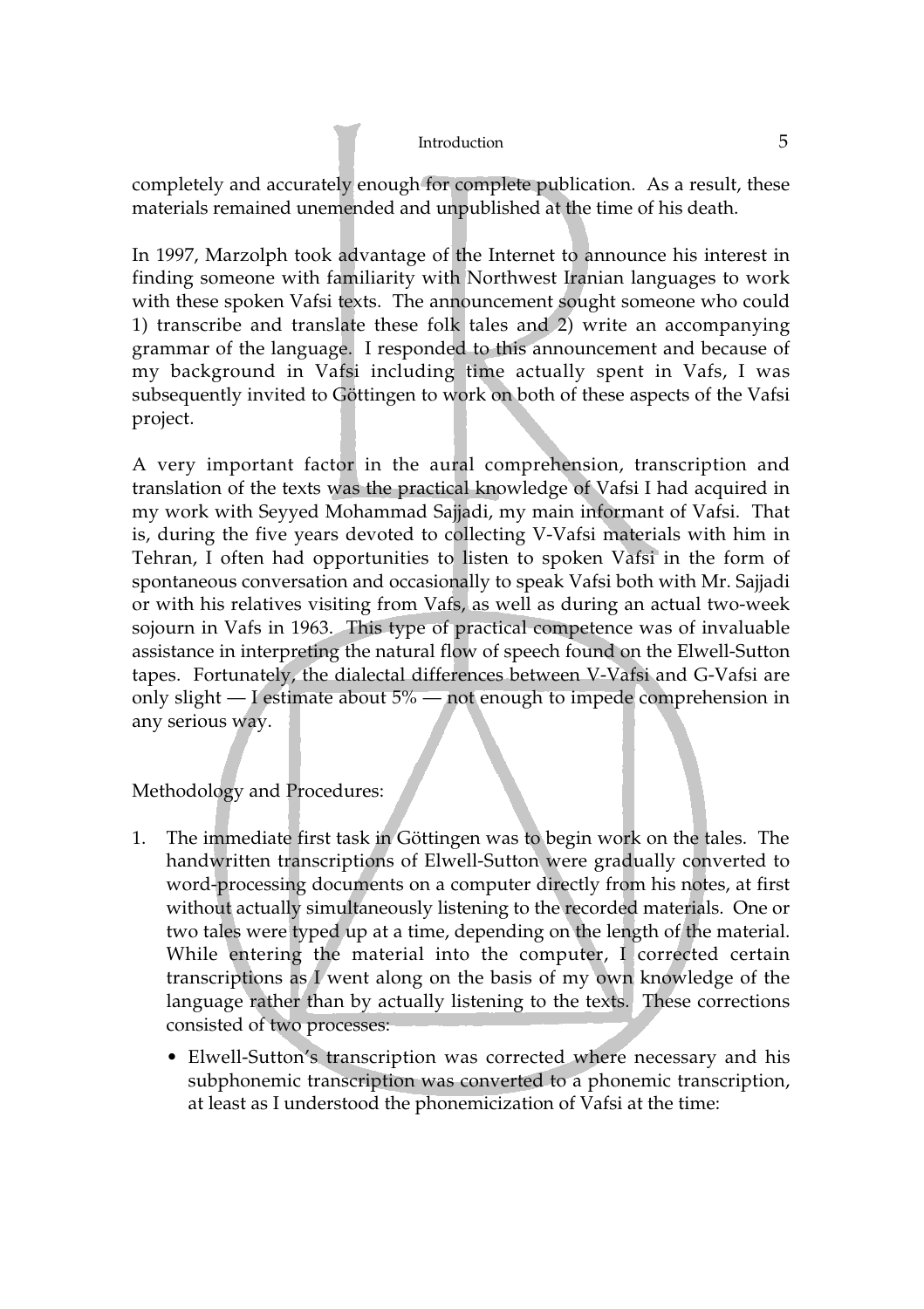completely and accurately enough for complete publication. As a result, these materials remained unemended and unpublished at the time of his death.

In 1997, Marzolph took advantage of the Internet to announce his interest in finding someone with familiarity with Northwest Iranian languages to work with these spoken Vafsi texts. The announcement sought someone who could 1) transcribe and translate these folk tales and 2) write an accompanying grammar of the language. I responded to this announcement and because of my background in Vafsi including time actually spent in Vafs, I was subsequently invited to Göttingen to work on both of these aspects of the Vafsi project.

A very important factor in the aural comprehension, transcription and translation of the texts was the practical knowledge of Vafsi I had acquired in my work with Seyyed Mohammad Sajjadi, my main informant of Vafsi. That is, during the five years devoted to collecting V-Vafsi materials with him in Tehran, I often had opportunities to listen to spoken Vafsi in the form of spontaneous conversation and occasionally to speak Vafsi both with Mr. Sajjadi or with his relatives visiting from Vafs, as well as during an actual two-week sojourn in Vafs in 1963. This type of practical competence was of invaluable assistance in interpreting the natural flow of speech found on the Elwell-Sutton tapes. Fortunately, the dialectal differences between V-Vafsi and G-Vafsi are only slight — I estimate about 5% — not enough to impede comprehension in any serious way.

Methodology and Procedures:

1. The immediate first task in Göttingen was to begin work on the tales. The handwritten transcriptions of Elwell-Sutton were gradually converted to word-processing documents on a computer directly from his notes, at first without actually simultaneously listening to the recorded materials. One or two tales were typed up at a time, depending on the length of the material. While entering the material into the computer, I corrected certain transcriptions as I went along on the basis of my own knowledge of the language rather than by actually listening to the texts. These corrections consisted of two processes:

   - Elwell-Sutton's transcription was corrected where necessary and his subphonemic transcription was converted to a phonemic transcription, at least as I understood the phonemicization of Vafsi at the time: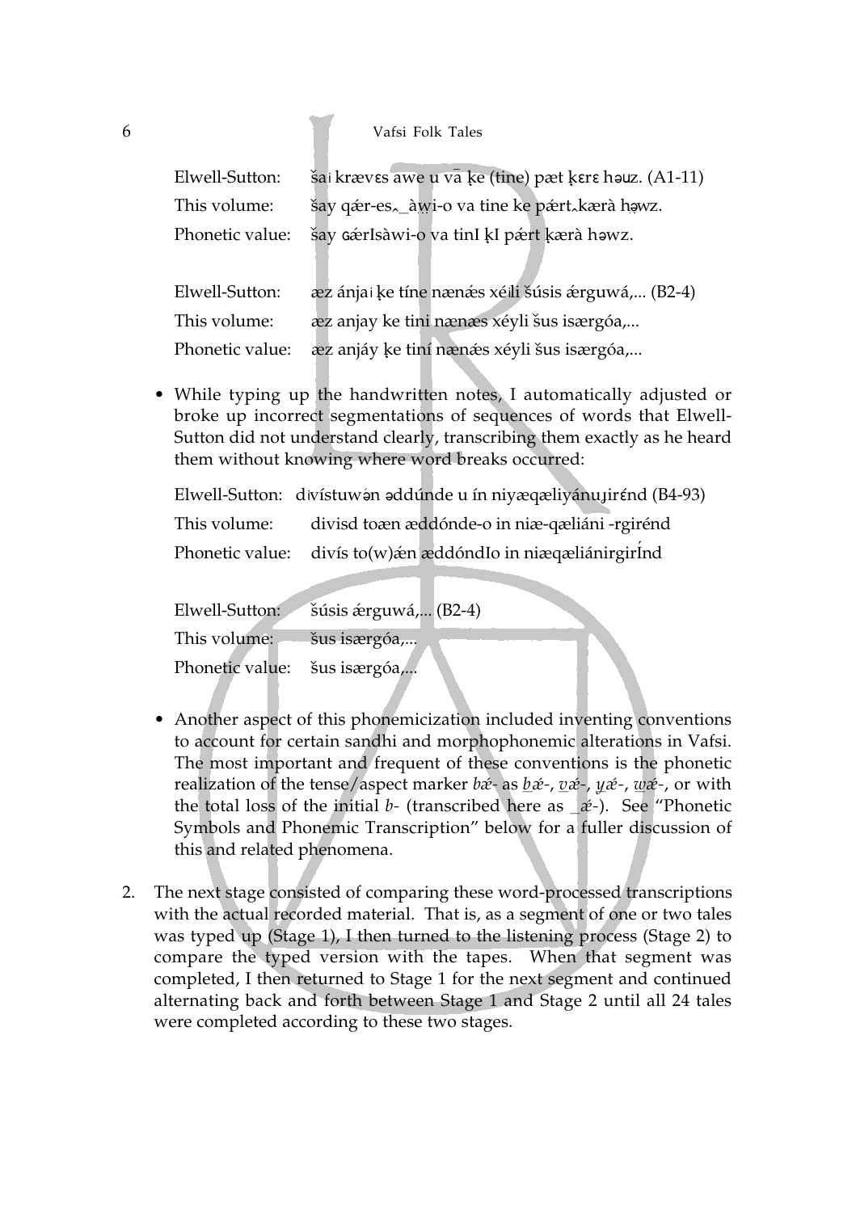| | |
|---|---|
| Elwell-Sutton: | šai krævɛs awe u vā ḳe (tine) pæt ḳɛrɛ həuz. (A1-11) |
| This volume: | šay qǽr-es‸_àw̱i-o va tine ke pǽrt‸kærà hə̣wz. |
| Phonetic value: | šay ɢǽrIsàwi-o va tinI ḳI pǽrt ḳærà həwz. |

| | |
|---|---|
| Elwell-Sutton: | æz ánjai ḳe tíne nænǽs xéili šúsis ǽrguwá,... (B2-4) |
| This volume: | æz anjay ke tini nænæs xéyli šus isærgóa,... |
| Phonetic value: | æz anjáy ḳe tiní nænǽs xéyli šus isærgóa,... |

- While typing up the handwritten notes, I automatically adjusted or broke up incorrect segmentations of sequences of words that Elwell-Sutton did not understand clearly, transcribing them exactly as he heard them without knowing where word breaks occurred:

| | |
|---|---|
| Elwell-Sutton: | dıvístuwə́n əddúnde u ín niyæqæliyánuɹirɛ́nd (B4-93) |
| This volume: | divisd toæn æddónde-o in niæ-qæliáni -rgirénd |
| Phonetic value: | divís to(w)ǽn æddóndIo in niæqæliánirgirÍnd |

| | |
|---|---|
| Elwell-Sutton: | šúsis ǽrguwá,... (B2-4) |
| This volume: | šus isærgóa,... |
| Phonetic value: | šus isærgóa,... |

- Another aspect of this phonemicization included inventing conventions to account for certain sandhi and morphophonemic alterations in Vafsi. The most important and frequent of these conventions is the phonetic realization of the tense/aspect marker *bǽ-* as *b̲ǽ-*, *v̲ǽ-*, *y̲ǽ-*, *w̲ǽ-*, or with the total loss of the initial *b-* (transcribed here as *_ǽ-*). See "Phonetic Symbols and Phonemic Transcription" below for a fuller discussion of this and related phenomena.

2. The next stage consisted of comparing these word-processed transcriptions with the actual recorded material. That is, as a segment of one or two tales was typed up (Stage 1), I then turned to the listening process (Stage 2) to compare the typed version with the tapes. When that segment was completed, I then returned to Stage 1 for the next segment and continued alternating back and forth between Stage 1 and Stage 2 until all 24 tales were completed according to these two stages.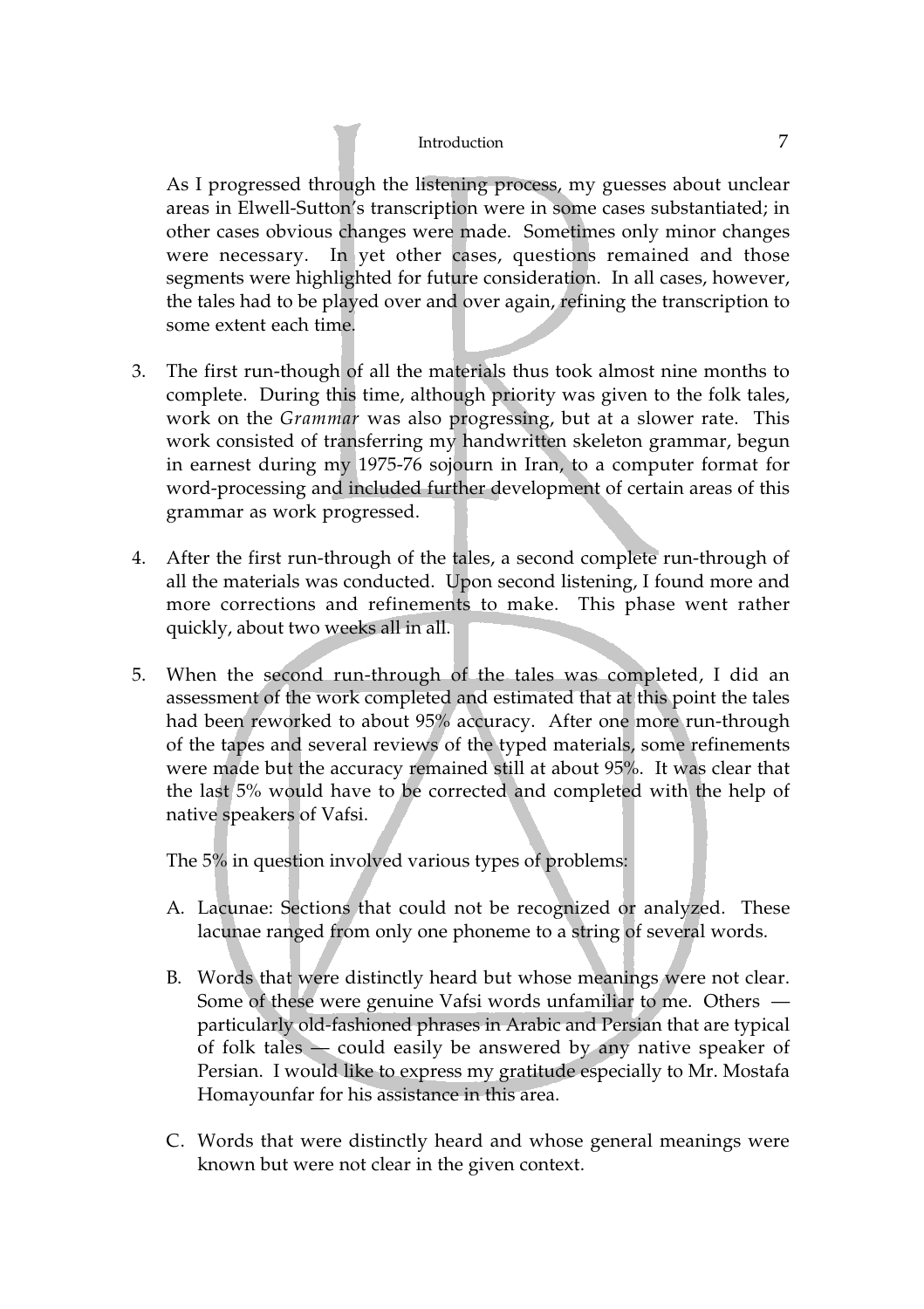As I progressed through the listening process, my guesses about unclear areas in Elwell-Sutton's transcription were in some cases substantiated; in other cases obvious changes were made. Sometimes only minor changes were necessary. In yet other cases, questions remained and those segments were highlighted for future consideration. In all cases, however, the tales had to be played over and over again, refining the transcription to some extent each time.

3. The first run-though of all the materials thus took almost nine months to complete. During this time, although priority was given to the folk tales, work on the *Grammar* was also progressing, but at a slower rate. This work consisted of transferring my handwritten skeleton grammar, begun in earnest during my 1975-76 sojourn in Iran, to a computer format for word-processing and included further development of certain areas of this grammar as work progressed.

4. After the first run-through of the tales, a second complete run-through of all the materials was conducted. Upon second listening, I found more and more corrections and refinements to make. This phase went rather quickly, about two weeks all in all.

5. When the second run-through of the tales was completed, I did an assessment of the work completed and estimated that at this point the tales had been reworked to about 95% accuracy. After one more run-through of the tapes and several reviews of the typed materials, some refinements were made but the accuracy remained still at about 95%. It was clear that the last 5% would have to be corrected and completed with the help of native speakers of Vafsi.

   The 5% in question involved various types of problems:

   A. Lacunae: Sections that could not be recognized or analyzed. These lacunae ranged from only one phoneme to a string of several words.

   B. Words that were distinctly heard but whose meanings were not clear. Some of these were genuine Vafsi words unfamiliar to me. Others — particularly old-fashioned phrases in Arabic and Persian that are typical of folk tales — could easily be answered by any native speaker of Persian. I would like to express my gratitude especially to Mr. Mostafa Homayounfar for his assistance in this area.

   C. Words that were distinctly heard and whose general meanings were known but were not clear in the given context.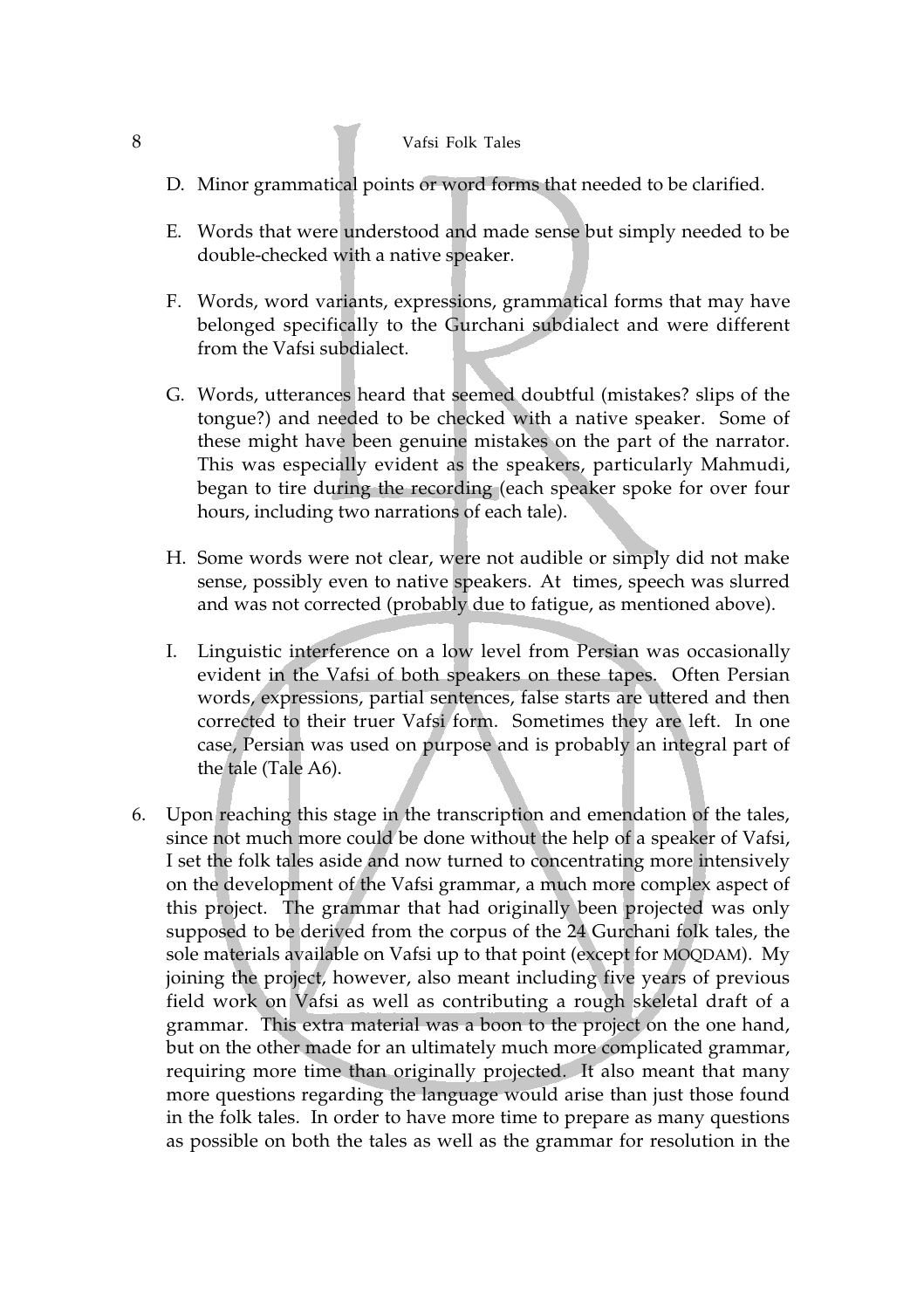D. Minor grammatical points or word forms that needed to be clarified.

E. Words that were understood and made sense but simply needed to be double-checked with a native speaker.

F. Words, word variants, expressions, grammatical forms that may have belonged specifically to the Gurchani subdialect and were different from the Vafsi subdialect.

G. Words, utterances heard that seemed doubtful (mistakes? slips of the tongue?) and needed to be checked with a native speaker. Some of these might have been genuine mistakes on the part of the narrator. This was especially evident as the speakers, particularly Mahmudi, began to tire during the recording (each speaker spoke for over four hours, including two narrations of each tale).

H. Some words were not clear, were not audible or simply did not make sense, possibly even to native speakers. At times, speech was slurred and was not corrected (probably due to fatigue, as mentioned above).

I. Linguistic interference on a low level from Persian was occasionally evident in the Vafsi of both speakers on these tapes. Often Persian words, expressions, partial sentences, false starts are uttered and then corrected to their truer Vafsi form. Sometimes they are left. In one case, Persian was used on purpose and is probably an integral part of the tale (Tale A6).

6. Upon reaching this stage in the transcription and emendation of the tales, since not much more could be done without the help of a speaker of Vafsi, I set the folk tales aside and now turned to concentrating more intensively on the development of the Vafsi grammar, a much more complex aspect of this project. The grammar that had originally been projected was only supposed to be derived from the corpus of the 24 Gurchani folk tales, the sole materials available on Vafsi up to that point (except for MOQDAM). My joining the project, however, also meant including five years of previous field work on Vafsi as well as contributing a rough skeletal draft of a grammar. This extra material was a boon to the project on the one hand, but on the other made for an ultimately much more complicated grammar, requiring more time than originally projected. It also meant that many more questions regarding the language would arise than just those found in the folk tales. In order to have more time to prepare as many questions as possible on both the tales as well as the grammar for resolution in the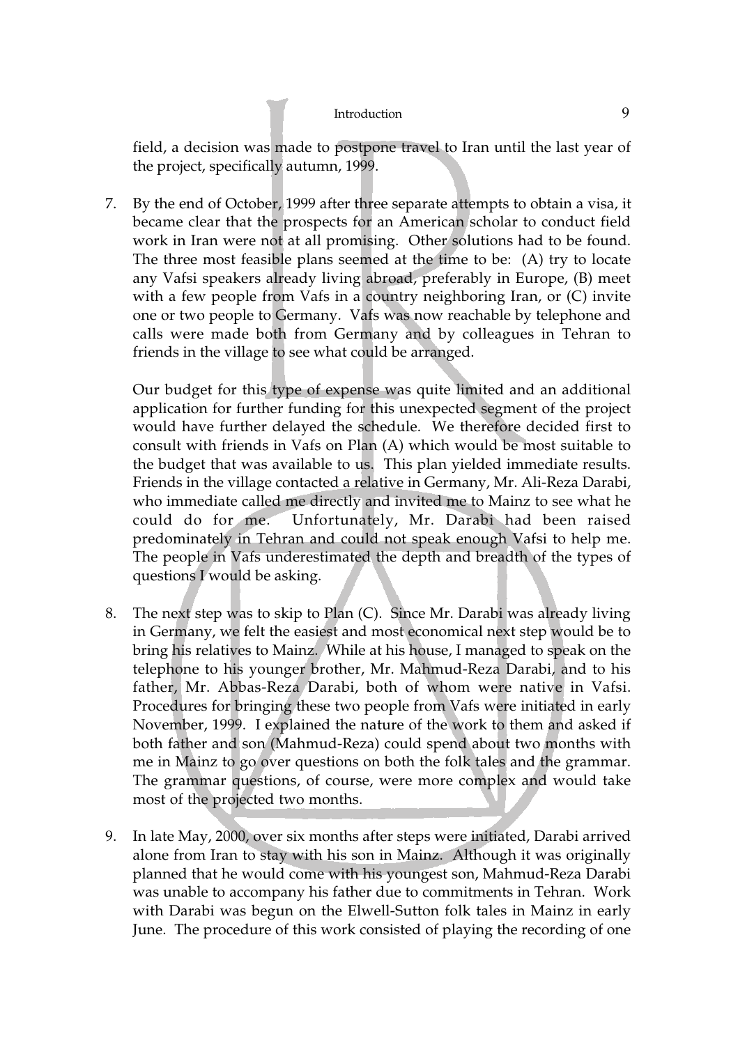field, a decision was made to postpone travel to Iran until the last year of the project, specifically autumn, 1999.

7. By the end of October, 1999 after three separate attempts to obtain a visa, it became clear that the prospects for an American scholar to conduct field work in Iran were not at all promising. Other solutions had to be found. The three most feasible plans seemed at the time to be: (A) try to locate any Vafsi speakers already living abroad, preferably in Europe, (B) meet with a few people from Vafs in a country neighboring Iran, or (C) invite one or two people to Germany. Vafs was now reachable by telephone and calls were made both from Germany and by colleagues in Tehran to friends in the village to see what could be arranged.

   Our budget for this type of expense was quite limited and an additional application for further funding for this unexpected segment of the project would have further delayed the schedule. We therefore decided first to consult with friends in Vafs on Plan (A) which would be most suitable to the budget that was available to us. This plan yielded immediate results. Friends in the village contacted a relative in Germany, Mr. Ali-Reza Darabi, who immediate called me directly and invited me to Mainz to see what he could do for me. Unfortunately, Mr. Darabi had been raised predominately in Tehran and could not speak enough Vafsi to help me. The people in Vafs underestimated the depth and breadth of the types of questions I would be asking.

8. The next step was to skip to Plan (C). Since Mr. Darabi was already living in Germany, we felt the easiest and most economical next step would be to bring his relatives to Mainz. While at his house, I managed to speak on the telephone to his younger brother, Mr. Mahmud-Reza Darabi, and to his father, Mr. Abbas-Reza Darabi, both of whom were native in Vafsi. Procedures for bringing these two people from Vafs were initiated in early November, 1999. I explained the nature of the work to them and asked if both father and son (Mahmud-Reza) could spend about two months with me in Mainz to go over questions on both the folk tales and the grammar. The grammar questions, of course, were more complex and would take most of the projected two months.

9. In late May, 2000, over six months after steps were initiated, Darabi arrived alone from Iran to stay with his son in Mainz. Although it was originally planned that he would come with his youngest son, Mahmud-Reza Darabi was unable to accompany his father due to commitments in Tehran. Work with Darabi was begun on the Elwell-Sutton folk tales in Mainz in early June. The procedure of this work consisted of playing the recording of one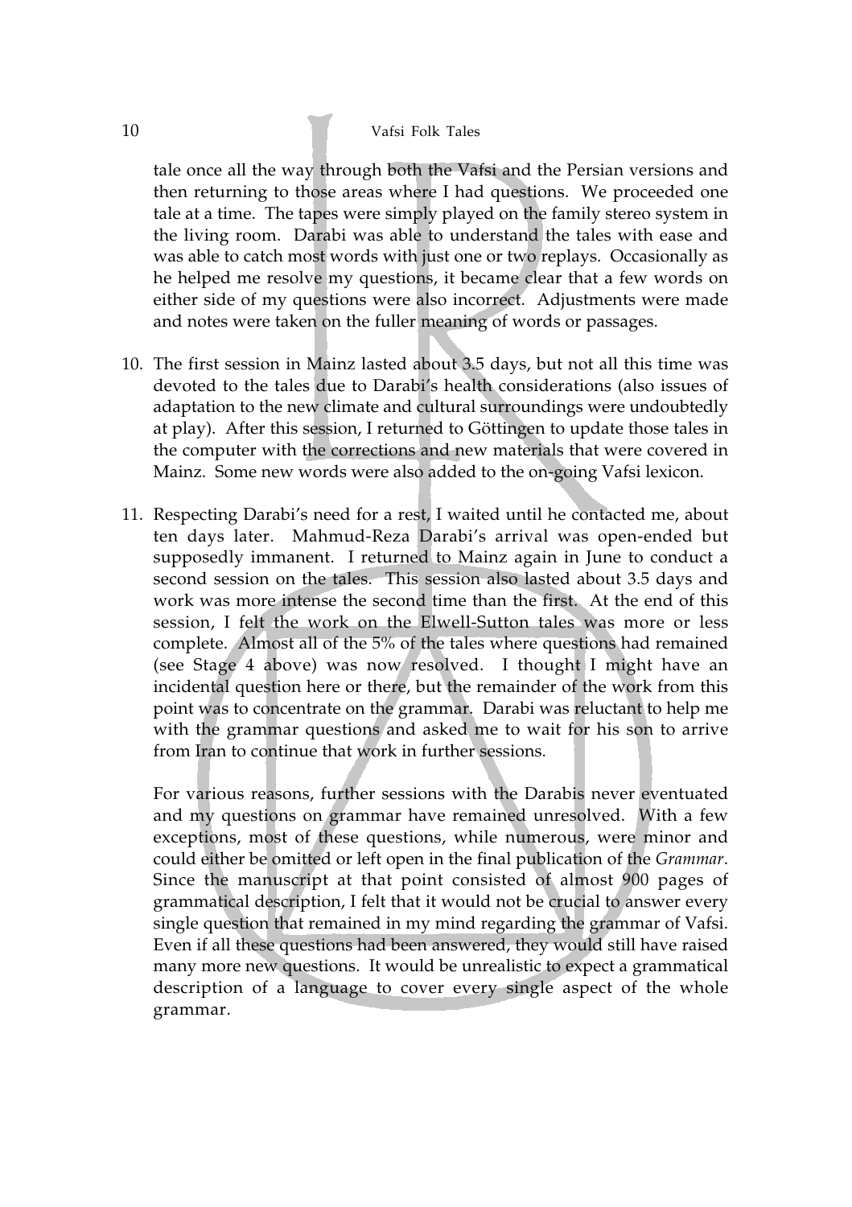tale once all the way through both the Vafsi and the Persian versions and then returning to those areas where I had questions. We proceeded one tale at a time. The tapes were simply played on the family stereo system in the living room. Darabi was able to understand the tales with ease and was able to catch most words with just one or two replays. Occasionally as he helped me resolve my questions, it became clear that a few words on either side of my questions were also incorrect. Adjustments were made and notes were taken on the fuller meaning of words or passages.

10. The first session in Mainz lasted about 3.5 days, but not all this time was devoted to the tales due to Darabi's health considerations (also issues of adaptation to the new climate and cultural surroundings were undoubtedly at play). After this session, I returned to Göttingen to update those tales in the computer with the corrections and new materials that were covered in Mainz. Some new words were also added to the on-going Vafsi lexicon.

11. Respecting Darabi's need for a rest, I waited until he contacted me, about ten days later. Mahmud-Reza Darabi's arrival was open-ended but supposedly immanent. I returned to Mainz again in June to conduct a second session on the tales. This session also lasted about 3.5 days and work was more intense the second time than the first. At the end of this session, I felt the work on the Elwell-Sutton tales was more or less complete. Almost all of the 5% of the tales where questions had remained (see Stage 4 above) was now resolved. I thought I might have an incidental question here or there, but the remainder of the work from this point was to concentrate on the grammar. Darabi was reluctant to help me with the grammar questions and asked me to wait for his son to arrive from Iran to continue that work in further sessions.

    For various reasons, further sessions with the Darabis never eventuated and my questions on grammar have remained unresolved. With a few exceptions, most of these questions, while numerous, were minor and could either be omitted or left open in the final publication of the *Grammar*. Since the manuscript at that point consisted of almost 900 pages of grammatical description, I felt that it would not be crucial to answer every single question that remained in my mind regarding the grammar of Vafsi. Even if all these questions had been answered, they would still have raised many more new questions. It would be unrealistic to expect a grammatical description of a language to cover every single aspect of the whole grammar.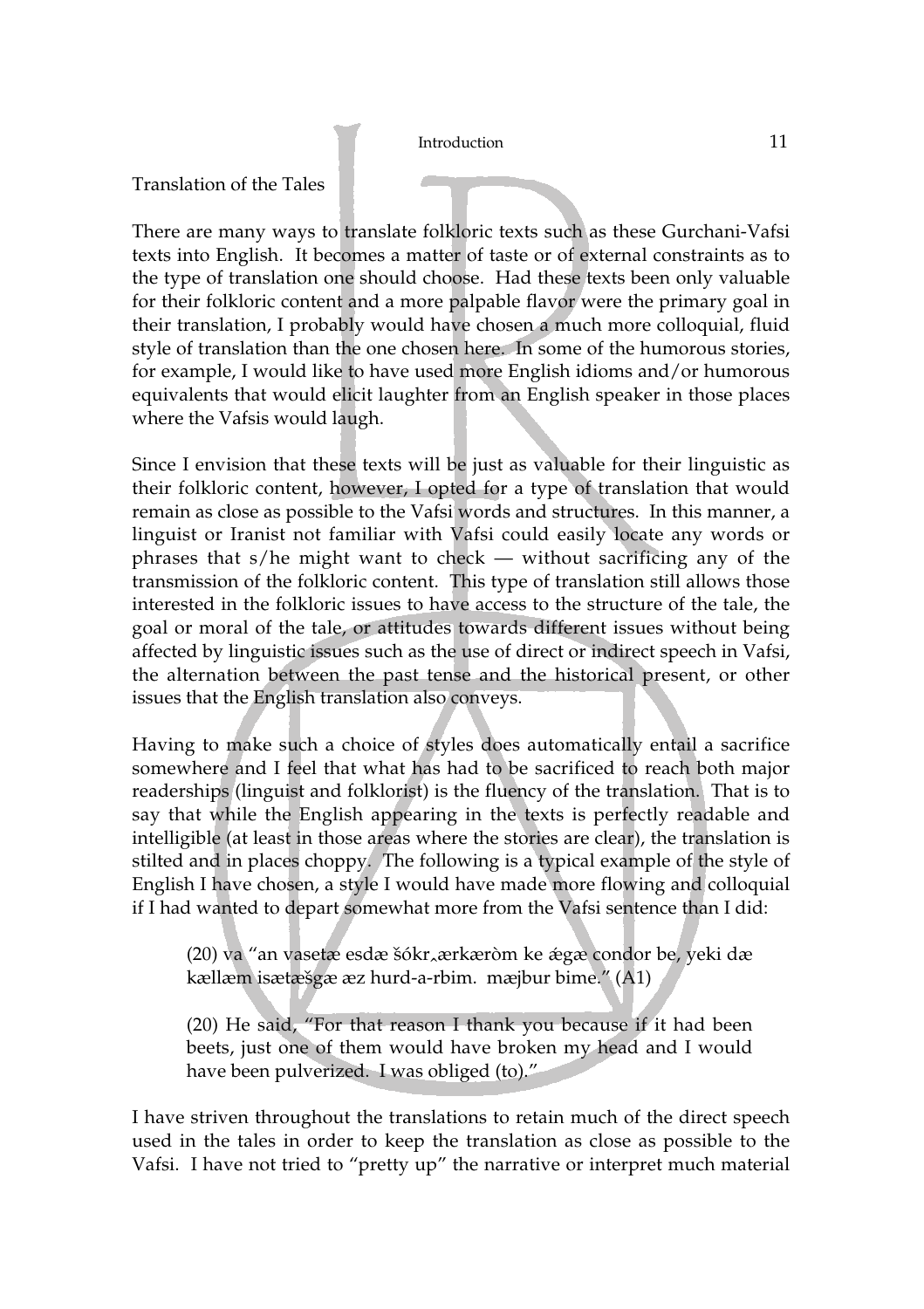## Translation of the Tales

There are many ways to translate folkloric texts such as these Gurchani-Vafsi texts into English. It becomes a matter of taste or of external constraints as to the type of translation one should choose. Had these texts been only valuable for their folkloric content and a more palpable flavor were the primary goal in their translation, I probably would have chosen a much more colloquial, fluid style of translation than the one chosen here. In some of the humorous stories, for example, I would like to have used more English idioms and/or humorous equivalents that would elicit laughter from an English speaker in those places where the Vafsis would laugh.

Since I envision that these texts will be just as valuable for their linguistic as their folkloric content, however, I opted for a type of translation that would remain as close as possible to the Vafsi words and structures. In this manner, a linguist or Iranist not familiar with Vafsi could easily locate any words or phrases that s/he might want to check — without sacrificing any of the transmission of the folkloric content. This type of translation still allows those interested in the folkloric issues to have access to the structure of the tale, the goal or moral of the tale, or attitudes towards different issues without being affected by linguistic issues such as the use of direct or indirect speech in Vafsi, the alternation between the past tense and the historical present, or other issues that the English translation also conveys.

Having to make such a choice of styles does automatically entail a sacrifice somewhere and I feel that what has had to be sacrificed to reach both major readerships (linguist and folklorist) is the fluency of the translation. That is to say that while the English appearing in the texts is perfectly readable and intelligible (at least in those areas where the stories are clear), the translation is stilted and in places choppy. The following is a typical example of the style of English I have chosen, a style I would have made more flowing and colloquial if I had wanted to depart somewhat more from the Vafsi sentence than I did:

> (20) va "an vasetæ esdæ šókr‿ærkæròm ke ǽgæ condor be, yeki dæ kællæm isætæšgæ æz hurd-a-rbim. mæjbur bime." (A1)
>
> (20) He said, "For that reason I thank you because if it had been beets, just one of them would have broken my head and I would have been pulverized. I was obliged (to)."

I have striven throughout the translations to retain much of the direct speech used in the tales in order to keep the translation as close as possible to the Vafsi. I have not tried to "pretty up" the narrative or interpret much material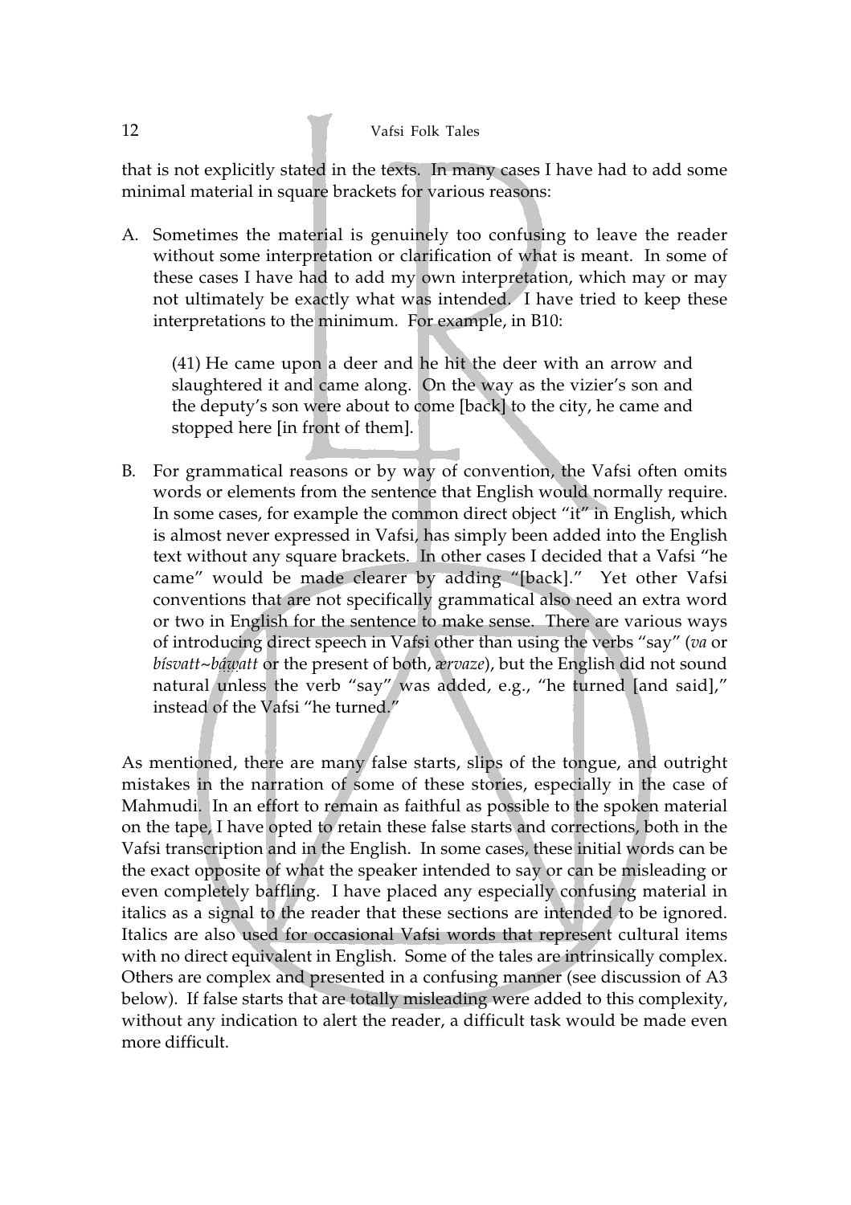that is not explicitly stated in the texts. In many cases I have had to add some minimal material in square brackets for various reasons:

A. Sometimes the material is genuinely too confusing to leave the reader without some interpretation or clarification of what is meant. In some of these cases I have had to add my own interpretation, which may or may not ultimately be exactly what was intended. I have tried to keep these interpretations to the minimum. For example, in B10:

> (41) He came upon a deer and he hit the deer with an arrow and slaughtered it and came along. On the way as the vizier's son and the deputy's son were about to come [back] to the city, he came and stopped here [in front of them].

B. For grammatical reasons or by way of convention, the Vafsi often omits words or elements from the sentence that English would normally require. In some cases, for example the common direct object "it" in English, which is almost never expressed in Vafsi, has simply been added into the English text without any square brackets. In other cases I decided that a Vafsi "he came" would be made clearer by adding "[back]." Yet other Vafsi conventions that are not specifically grammatical also need an extra word or two in English for the sentence to make sense. There are various ways of introducing direct speech in Vafsi other than using the verbs "say" (*va* or *bísvatt~báwatt* or the present of both, *ærvaze*), but the English did not sound natural unless the verb "say" was added, e.g., "he turned [and said]," instead of the Vafsi "he turned."

As mentioned, there are many false starts, slips of the tongue, and outright mistakes in the narration of some of these stories, especially in the case of Mahmudi. In an effort to remain as faithful as possible to the spoken material on the tape, I have opted to retain these false starts and corrections, both in the Vafsi transcription and in the English. In some cases, these initial words can be the exact opposite of what the speaker intended to say or can be misleading or even completely baffling. I have placed any especially confusing material in italics as a signal to the reader that these sections are intended to be ignored. Italics are also used for occasional Vafsi words that represent cultural items with no direct equivalent in English. Some of the tales are intrinsically complex. Others are complex and presented in a confusing manner (see discussion of A3 below). If false starts that are totally misleading were added to this complexity, without any indication to alert the reader, a difficult task would be made even more difficult.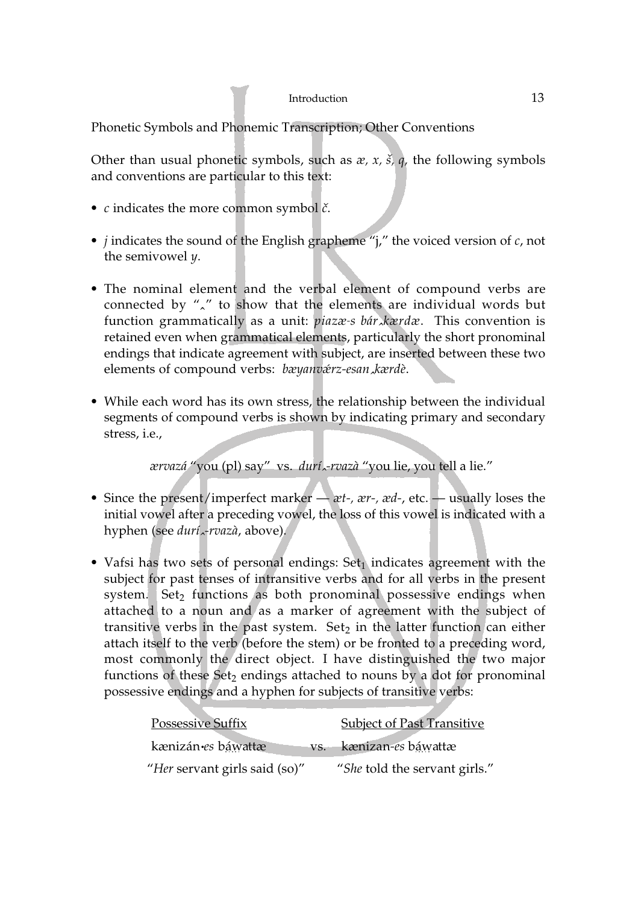Phonetic Symbols and Phonemic Transcription; Other Conventions

Other than usual phonetic symbols, such as *æ, x, š, q*, the following symbols and conventions are particular to this text:

- *c* indicates the more common symbol *č*.
- *j* indicates the sound of the English grapheme "j," the voiced version of *c*, not the semivowel *y*.
- The nominal element and the verbal element of compound verbs are connected by "‸" to show that the elements are individual words but function grammatically as a unit: *piazæ-s bár‸kærdæ*. This convention is retained even when grammatical elements, particularly the short pronominal endings that indicate agreement with subject, are inserted between these two elements of compound verbs: *bæyanvǽrz-esan‸kærdè*.
- While each word has its own stress, the relationship between the individual segments of compound verbs is shown by indicating primary and secondary stress, i.e.,

  *ærvazá* "you (pl) say" vs. *durí‸-rvazà* "you lie, you tell a lie."

- Since the present/imperfect marker — *æt-, ær-, æd-*, etc. — usually loses the initial vowel after a preceding vowel, the loss of this vowel is indicated with a hyphen (see *durí‸-rvazà*, above).
- Vafsi has two sets of personal endings: $Set_1$ indicates agreement with the subject for past tenses of intransitive verbs and for all verbs in the present system. $Set_2$ functions as both pronominal possessive endings when attached to a noun and as a marker of agreement with the subject of transitive verbs in the past system. $Set_2$ in the latter function can either attach itself to the verb (before the stem) or be fronted to a preceding word, most commonly the direct object. I have distinguished the two major functions of these $Set_2$ endings attached to nouns by a dot for pronominal possessive endings and a hyphen for subjects of transitive verbs:

| Possessive Suffix | | Subject of Past Transitive |
|---|---|---|
| kænizán•*es* báwattæ | vs. | kænizan-*es* báwattæ |
| "*Her* servant girls said (so)" | | "*She* told the servant girls." |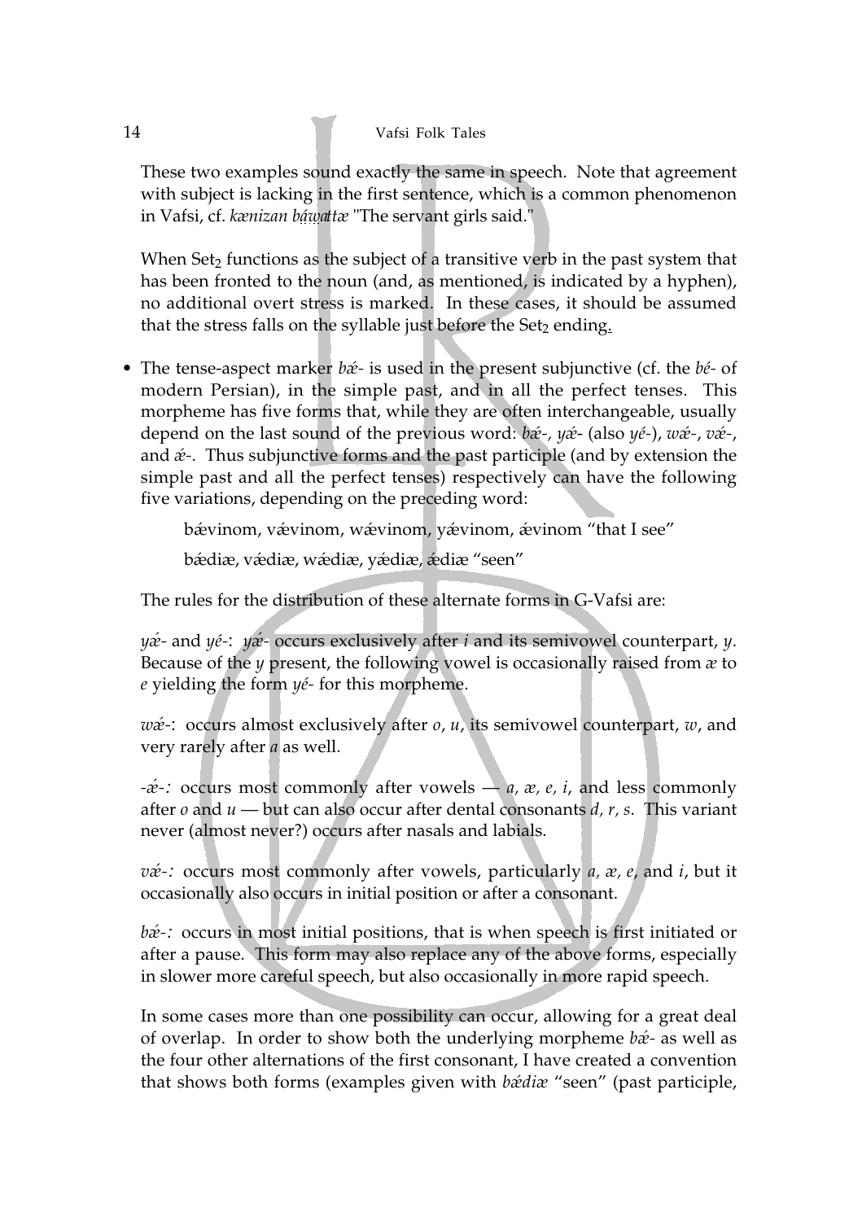These two examples sound exactly the same in speech. Note that agreement with subject is lacking in the first sentence, which is a common phenomenon in Vafsi, cf. *kænizan bá̰w̰attæ* "The servant girls said."

When Set$_2$ functions as the subject of a transitive verb in the past system that has been fronted to the noun (and, as mentioned, is indicated by a hyphen), no additional overt stress is marked. In these cases, it should be assumed that the stress falls on the syllable just before the Set$_2$ ending.

- The tense-aspect marker *bǽ-* is used in the present subjunctive (cf. the *bé-* of modern Persian), in the simple past, and in all the perfect tenses. This morpheme has five forms that, while they are often interchangeable, usually depend on the last sound of the previous word: *bǽ-, yǽ-* (also *yé-*), *wǽ-*, *vǽ-*, and *ǽ-*. Thus subjunctive forms and the past participle (and by extension the simple past and all the perfect tenses) respectively can have the following five variations, depending on the preceding word:

  bǽvinom, vǽvinom, wǽvinom, yǽvinom, ǽvinom "that I see"

  bǽdiæ, vǽdiæ, wǽdiæ, yǽdiæ, ǽdiæ "seen"

  The rules for the distribution of these alternate forms in G-Vafsi are:

  *yǽ-* and *yé-*: *yǽ-* occurs exclusively after *i* and its semivowel counterpart, *y*. Because of the *y* present, the following vowel is occasionally raised from *æ* to *e* yielding the form *yé-* for this morpheme.

  *wǽ-*: occurs almost exclusively after *o*, *u*, its semivowel counterpart, *w*, and very rarely after *a* as well.

  *-ǽ-:* occurs most commonly after vowels — *a, æ, e, i*, and less commonly after *o* and *u* — but can also occur after dental consonants *d, r, s*. This variant never (almost never?) occurs after nasals and labials.

  *vǽ-:* occurs most commonly after vowels, particularly *a, æ, e*, and *i*, but it occasionally also occurs in initial position or after a consonant.

  *bǽ-:* occurs in most initial positions, that is when speech is first initiated or after a pause. This form may also replace any of the above forms, especially in slower more careful speech, but also occasionally in more rapid speech.

  In some cases more than one possibility can occur, allowing for a great deal of overlap. In order to show both the underlying morpheme *bǽ-* as well as the four other alternations of the first consonant, I have created a convention that shows both forms (examples given with *bǽdiæ* "seen" (past participle,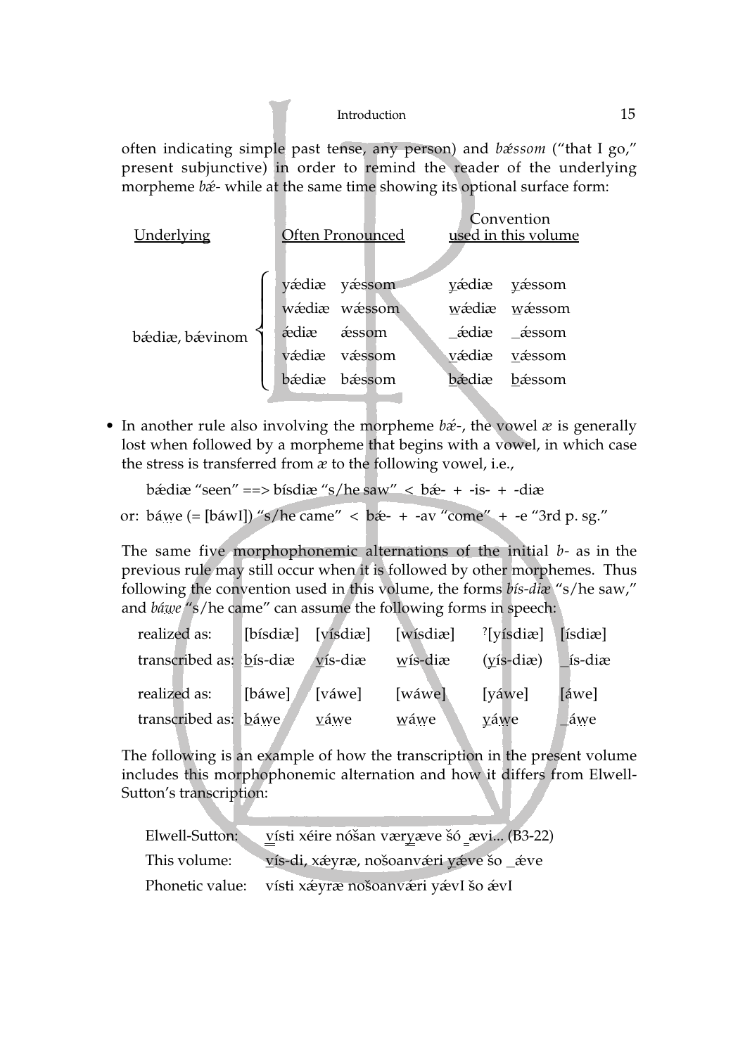often indicating simple past tense, any person) and *bǽssom* ("that I go," present subjunctive) in order to remind the reader of the underlying morpheme *bǽ-* while at the same time showing its optional surface form:

| Underlying | Often Pronounced | | Convention used in this volume | |
|---|---|---|---|---|
| bǽdiæ, bǽvinom | yǽdiæ | yǽssom | y̲ǽdiæ | y̲ǽssom |
| | wǽdiæ | wǽssom | w̲ǽdiæ | w̲ǽssom |
| | ǽdiæ | ǽssom | _ǽdiæ | _ǽssom |
| | vǽdiæ | vǽssom | v̲ǽdiæ | v̲ǽssom |
| | bǽdiæ | bǽssom | b̲ǽdiæ | b̲ǽssom |

- In another rule also involving the morpheme *bǽ-*, the vowel *æ* is generally lost when followed by a morpheme that begins with a vowel, in which case the stress is transferred from *æ* to the following vowel, i.e.,

  bǽdiæ "seen" ==> bísdiæ "s/he saw" < bǽ- + -is- + -diæ

  or: báw̤e (= [báwI]) "s/he came" < bǽ- + -av "come" + -e "3rd p. sg."

  The same five morphophonemic alternations of the initial *b-* as in the previous rule may still occur when it is followed by other morphemes. Thus following the convention used in this volume, the forms *bís-diæ* "s/he saw," and *báw̤e* "s/he came" can assume the following forms in speech:

| | | | | | |
|---|---|---|---|---|---|
| realized as: | [bísdiæ] | [vísdiæ] | [wísdiæ] | ?[yísdiæ] | [ísdiæ] |
| transcribed as: | b̲ís-diæ | v̲ís-diæ | w̲ís-diæ | (y̲ís-diæ) | _ís-diæ |
| realized as: | [báwe] | [váwe] | [wáwe] | [yáwe] | [áwe] |
| transcribed as: | b̲áw̤e | v̲áw̤e | w̲áw̤e | y̲áw̤e | _áw̤e |

The following is an example of how the transcription in the present volume includes this morphophonemic alternation and how it differs from Elwell-Sutton's transcription:

| | |
|---|---|
| Elwell-Sutton: | v̲ísti xéire nóšanværy̲æve šó _ævi... (B3-22) |
| This volume: | v̲ís-di, xǽyræ, nošoanvǽri y̲ǽve šo _ǽve |
| Phonetic value: | vísti xǽyræ nošoanvǽri yǽvI šo ǽvI |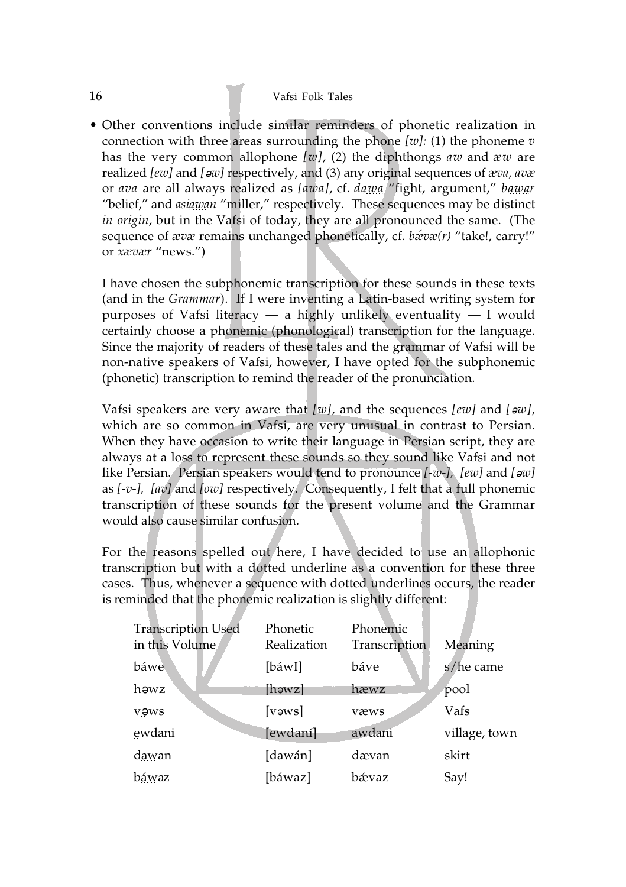- Other conventions include similar reminders of phonetic realization in connection with three areas surrounding the phone *[w]:* (1) the phoneme *v* has the very common allophone *[w]*, (2) the diphthongs *aw* and *æw* are realized *[ew]* and *[əw]* respectively, and (3) any original sequences of *æva, avæ* or *ava* are all always realized as *[awa]*, cf. *dawa* "fight, argument," *bawar* "belief," and *asiawan* "miller," respectively. These sequences may be distinct *in origin*, but in the Vafsi of today, they are all pronounced the same. (The sequence of *ævæ* remains unchanged phonetically, cf. *bǽvæ(r)* "take!, carry!" or *xævær* "news.")

  I have chosen the subphonemic transcription for these sounds in these texts (and in the *Grammar*). If I were inventing a Latin-based writing system for purposes of Vafsi literacy — a highly unlikely eventuality — I would certainly choose a phonemic (phonological) transcription for the language. Since the majority of readers of these tales and the grammar of Vafsi will be non-native speakers of Vafsi, however, I have opted for the subphonemic (phonetic) transcription to remind the reader of the pronunciation.

  Vafsi speakers are very aware that *[w]*, and the sequences *[ew]* and *[əw]*, which are so common in Vafsi, are very unusual in contrast to Persian. When they have occasion to write their language in Persian script, they are always at a loss to represent these sounds so they sound like Vafsi and not like Persian. Persian speakers would tend to pronounce *[-w-], [ew]* and *[əw]* as *[-v-], [av]* and *[ow]* respectively. Consequently, I felt that a full phonemic transcription of these sounds for the present volume and the Grammar would also cause similar confusion.

  For the reasons spelled out here, I have decided to use an allophonic transcription but with a dotted underline as a convention for these three cases. Thus, whenever a sequence with dotted underlines occurs, the reader is reminded that the phonemic realization is slightly different:

| Transcription Used in this Volume | Phonetic Realization | Phonemic Transcription | Meaning |
|---|---|---|---|
| báwe | [báwI] | báve | s/he came |
| həwz | [həwz] | hæwz | pool |
| vəws | [vəws] | væws | Vafs |
| ewdani | [ewdaní] | awdani | village, town |
| dawan | [dawán] | dævan | skirt |
| báwaz | [báwaz] | bǽvaz | Say! |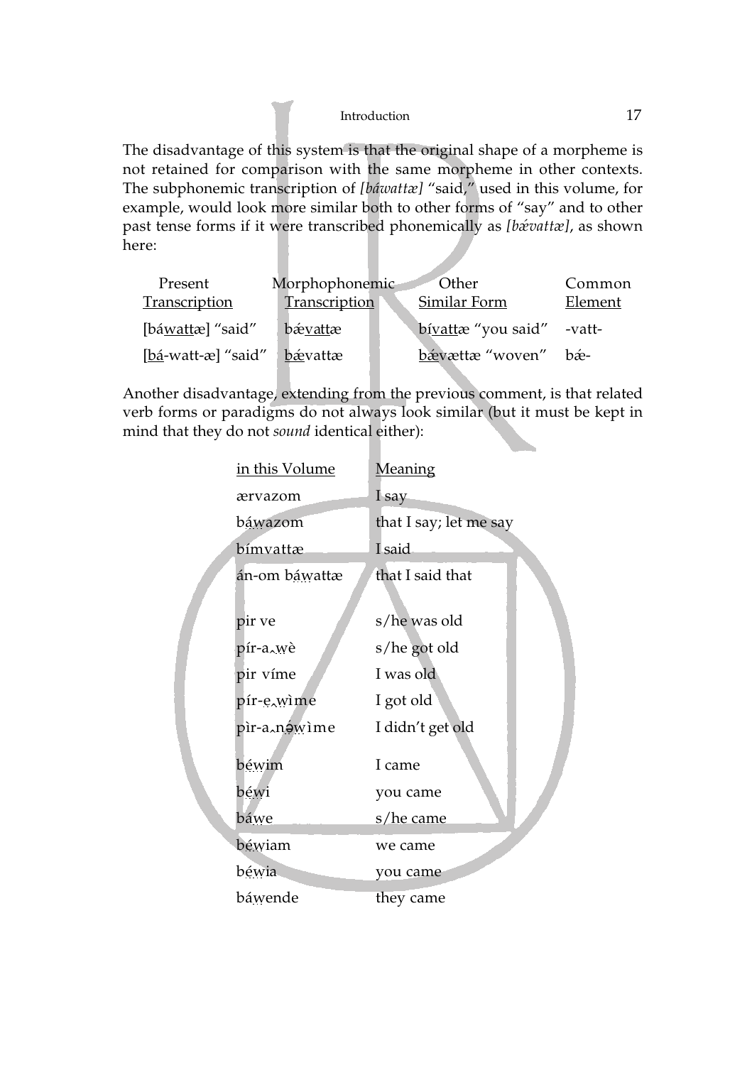The disadvantage of this system is that the original shape of a morpheme is not retained for comparison with the same morpheme in other contexts. The subphonemic transcription of *[báwattæ]* "said," used in this volume, for example, would look more similar both to other forms of "say" and to other past tense forms if it were transcribed phonemically as *[bǽvattæ]*, as shown here:

| Present Transcription | Morphophonemic Transcription | Other Similar Form | Common Element |
|---|---|---|---|
| [bá<u>watt</u>æ] "said" | bǽ<u>vatt</u>æ | bí<u>vatt</u>æ "you said" | -vatt- |
| [<u>bá</u>-watt-æ] "said" | <u>bǽ</u>vattæ | <u>bǽ</u>vættæ "woven" | bǽ- |

Another disadvantage, extending from the previous comment, is that related verb forms or paradigms do not always look similar (but it must be kept in mind that they do not *sound* identical either):

| in this Volume | Meaning |
|---|---|
| ærvazom | I say |
| bá̤w̤azom | that I say; let me say |
| bímvattæ | I said |
| án-om bá̤w̤attæ | that I said that |
| pir ve | s/he was old |
| pír-a‿w̤è | s/he got old |
| pir víme | I was old |
| pír-e̤‿w̤ìme | I got old |
| pìr-a‿nə̤́w̤ìme | I didn't get old |
| bé̤w̤im | I came |
| bé̤w̤i | you came |
| báw̤e | s/he came |
| bé̤w̤iam | we came |
| bé̤w̤ia | you came |
| báw̤ende | they came |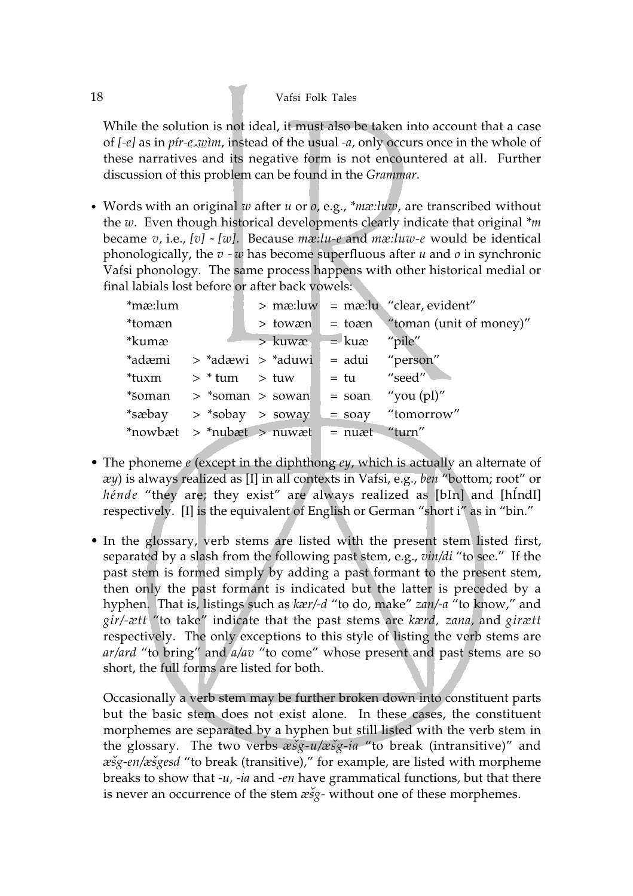While the solution is not ideal, it must also be taken into account that a case of *[-e]* as in *pír-e̯‿w̤ìm*, instead of the usual *-a*, only occurs once in the whole of these narratives and its negative form is not encountered at all. Further discussion of this problem can be found in the *Grammar*.

- Words with an original *w* after *u* or *o*, e.g., *\*mæ:luw*, are transcribed without the *w*. Even though historical developments clearly indicate that original *\*m* became *v*, i.e., *[v] ~ [w]*. Because *mæ:lu-e* and *mæ:luw-e* would be identical phonologically, the *v ~ w* has become superfluous after *u* and *o* in synchronic Vafsi phonology. The same process happens with other historical medial or final labials lost before or after back vowels:

| | | | | |
|---|---|---|---|---|
| *mæ:lum | | > mæ:luw | = mæ:lu | "clear, evident" |
| *tomæn | | > towæn | = toæn | "toman (unit of money)" |
| *kumæ | | > kuwæ | = kuæ | "pile" |
| *adæmi | > *adæwi | > *aduwi | = adui | "person" |
| *tuxm | > * tum | > tuw | = tu | "seed" |
| *šoman | > *soman | > sowan | = soan | "you (pl)" |
| *sæbay | > *sobay | > soway | = soay | "tomorrow" |
| *nowbæt | > *nubæt | > nuwæt | = nuæt | "turn" |

- The phoneme *e* (except in the diphthong *ey*, which is actually an alternate of *æy*) is always realized as [I] in all contexts in Vafsi, e.g., *ben* "bottom; root" or *hénde* "they are; they exist" are always realized as [bIn] and [hÍndI] respectively. [I] is the equivalent of English or German "short i" as in "bin."

- In the glossary, verb stems are listed with the present stem listed first, separated by a slash from the following past stem, e.g., *vin/di* "to see." If the past stem is formed simply by adding a past formant to the present stem, then only the past formant is indicated but the latter is preceded by a hyphen. That is, listings such as *kær/-d* "to do, make" *zan/-a* "to know," and *gir/-ætt* "to take" indicate that the past stems are *kærd, zana,* and *girætt* respectively. The only exceptions to this style of listing the verb stems are *ar/ard* "to bring" and *a/av* "to come" whose present and past stems are so short, the full forms are listed for both.

  Occasionally a verb stem may be further broken down into constituent parts but the basic stem does not exist alone. In these cases, the constituent morphemes are separated by a hyphen but still listed with the verb stem in the glossary. The two verbs *æšg-u/æšg-ia* "to break (intransitive)" and *æšg-en/æšgesd* "to break (transitive)," for example, are listed with morpheme breaks to show that *-u, -ia* and *-en* have grammatical functions, but that there is never an occurrence of the stem *æšg-* without one of these morphemes.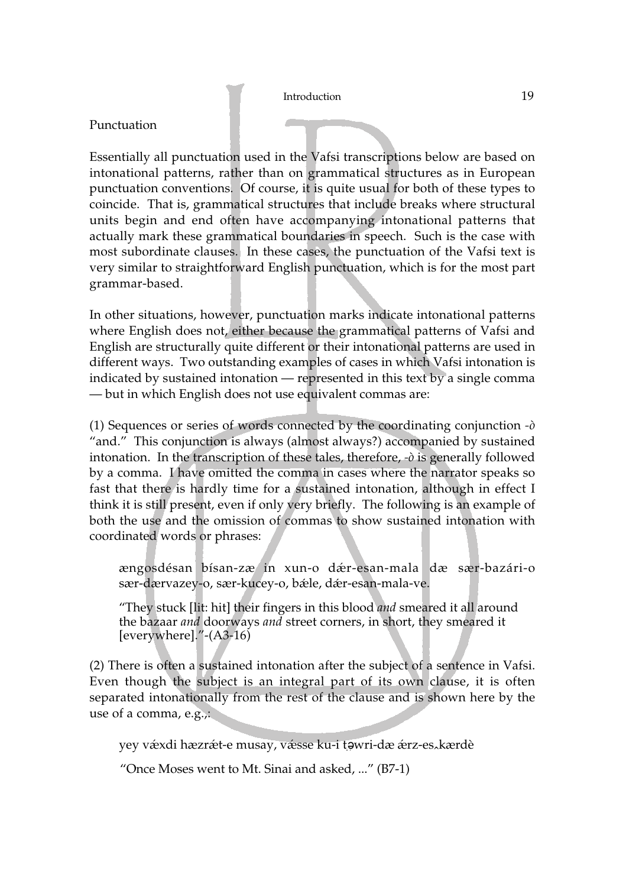Punctuation

Essentially all punctuation used in the Vafsi transcriptions below are based on intonational patterns, rather than on grammatical structures as in European punctuation conventions. Of course, it is quite usual for both of these types to coincide. That is, grammatical structures that include breaks where structural units begin and end often have accompanying intonational patterns that actually mark these grammatical boundaries in speech. Such is the case with most subordinate clauses. In these cases, the punctuation of the Vafsi text is very similar to straightforward English punctuation, which is for the most part grammar-based.

In other situations, however, punctuation marks indicate intonational patterns where English does not, either because the grammatical patterns of Vafsi and English are structurally quite different or their intonational patterns are used in different ways. Two outstanding examples of cases in which Vafsi intonation is indicated by sustained intonation — represented in this text by a single comma — but in which English does not use equivalent commas are:

(1) Sequences or series of words connected by the coordinating conjunction *-ò* "and." This conjunction is always (almost always?) accompanied by sustained intonation. In the transcription of these tales, therefore, *-ò* is generally followed by a comma. I have omitted the comma in cases where the narrator speaks so fast that there is hardly time for a sustained intonation, although in effect I think it is still present, even if only very briefly. The following is an example of both the use and the omission of commas to show sustained intonation with coordinated words or phrases:

> ængosdésan bísan-zæ in xun-o dǽr-esan-mala dæ sær-bazári-o sær-dærvazey-o, sær-kucey-o, bǽle, dǽr-esan-mala-ve.
>
> "They stuck [lit: hit] their fingers in this blood *and* smeared it all around the bazaar *and* doorways *and* street corners, in short, they smeared it [everywhere]."-(A3-16)

(2) There is often a sustained intonation after the subject of a sentence in Vafsi. Even though the subject is an integral part of its own clause, it is often separated intonationally from the rest of the clause and is shown here by the use of a comma, e.g.,:

> yey vǽxdi hæzrǽt-e musay, vǽsse ku-i ṭə̣wri-dæ ǽrz-es‿kærdè
>
> "Once Moses went to Mt. Sinai and asked, ..." (B7-1)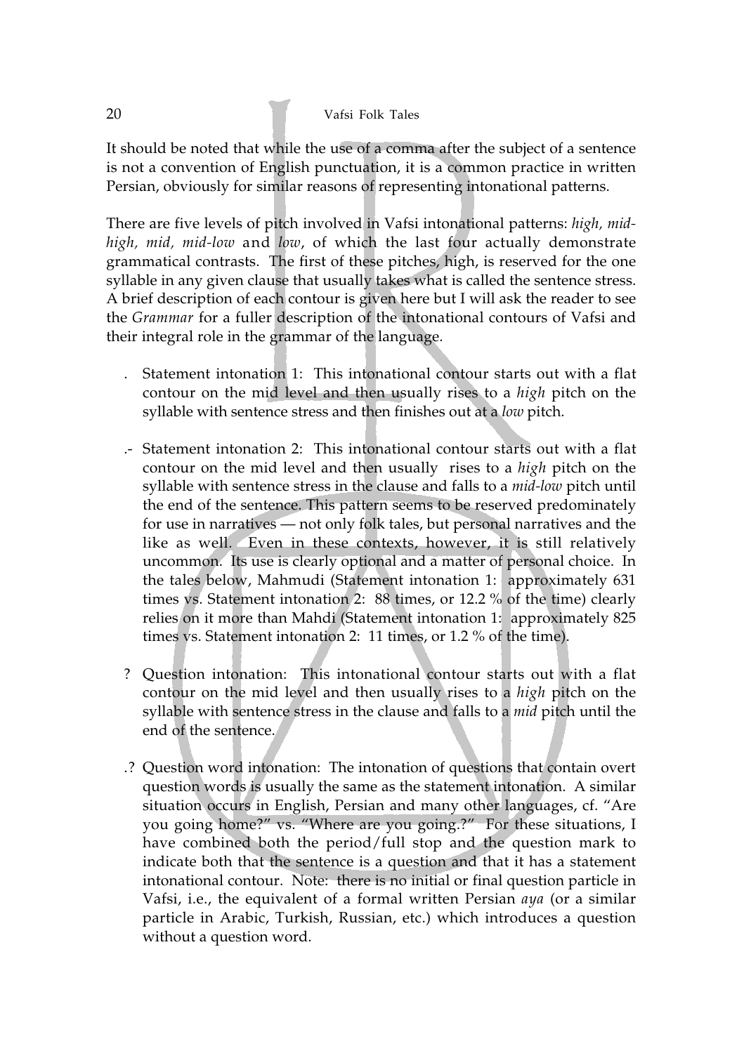It should be noted that while the use of a comma after the subject of a sentence is not a convention of English punctuation, it is a common practice in written Persian, obviously for similar reasons of representing intonational patterns.

There are five levels of pitch involved in Vafsi intonational patterns: *high, mid-high, mid, mid-low* and *low*, of which the last four actually demonstrate grammatical contrasts. The first of these pitches, high, is reserved for the one syllable in any given clause that usually takes what is called the sentence stress. A brief description of each contour is given here but I will ask the reader to see the *Grammar* for a fuller description of the intonational contours of Vafsi and their integral role in the grammar of the language.

. Statement intonation 1: This intonational contour starts out with a flat contour on the mid level and then usually rises to a *high* pitch on the syllable with sentence stress and then finishes out at a *low* pitch.

.- Statement intonation 2: This intonational contour starts out with a flat contour on the mid level and then usually rises to a *high* pitch on the syllable with sentence stress in the clause and falls to a *mid-low* pitch until the end of the sentence. This pattern seems to be reserved predominately for use in narratives — not only folk tales, but personal narratives and the like as well. Even in these contexts, however, it is still relatively uncommon. Its use is clearly optional and a matter of personal choice. In the tales below, Mahmudi (Statement intonation 1: approximately 631 times vs. Statement intonation 2: 88 times, or 12.2 % of the time) clearly relies on it more than Mahdi (Statement intonation 1: approximately 825 times vs. Statement intonation 2: 11 times, or 1.2 % of the time).

? Question intonation: This intonational contour starts out with a flat contour on the mid level and then usually rises to a *high* pitch on the syllable with sentence stress in the clause and falls to a *mid* pitch until the end of the sentence.

.? Question word intonation: The intonation of questions that contain overt question words is usually the same as the statement intonation. A similar situation occurs in English, Persian and many other languages, cf. "Are you going home?" vs. "Where are you going.?" For these situations, I have combined both the period/full stop and the question mark to indicate both that the sentence is a question and that it has a statement intonational contour. Note: there is no initial or final question particle in Vafsi, i.e., the equivalent of a formal written Persian *aya* (or a similar particle in Arabic, Turkish, Russian, etc.) which introduces a question without a question word.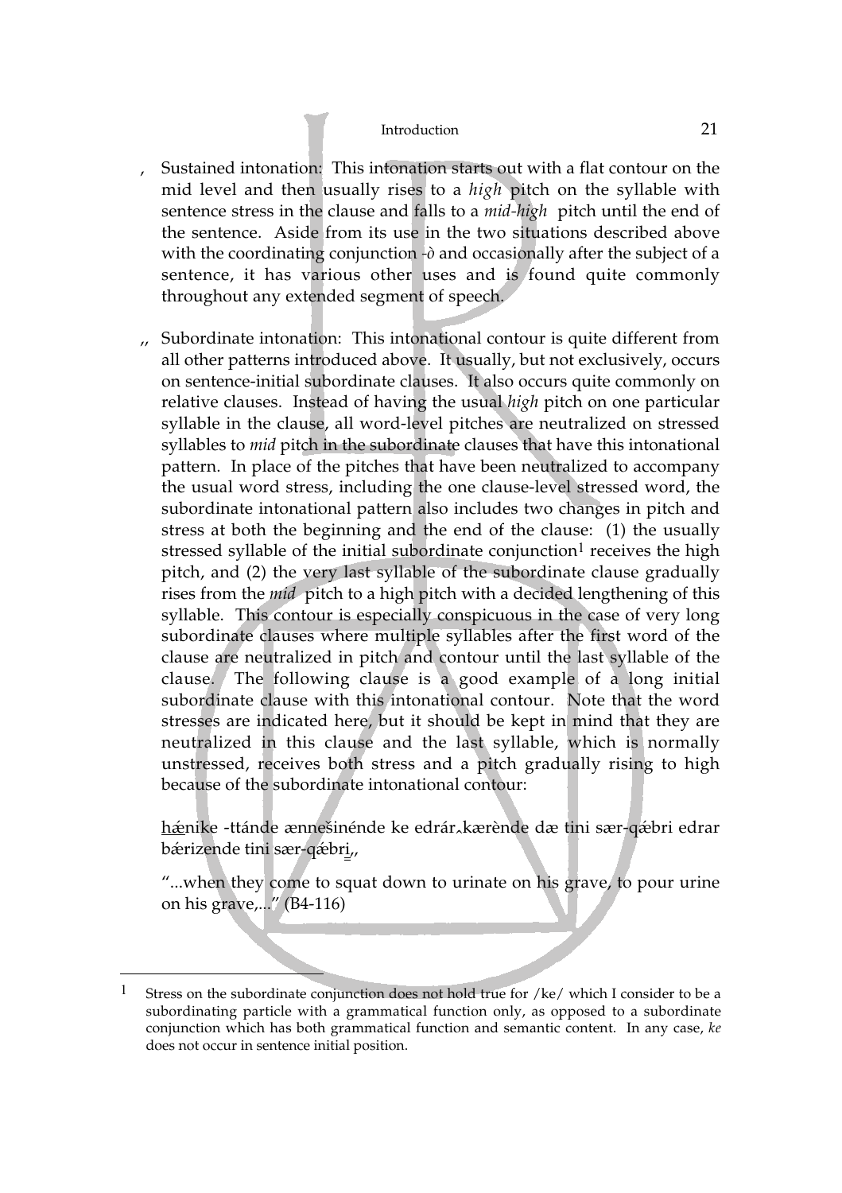, Sustained intonation: This intonation starts out with a flat contour on the mid level and then usually rises to a *high* pitch on the syllable with sentence stress in the clause and falls to a *mid-high* pitch until the end of the sentence. Aside from its use in the two situations described above with the coordinating conjunction *-ò* and occasionally after the subject of a sentence, it has various other uses and is found quite commonly throughout any extended segment of speech.

,, Subordinate intonation: This intonational contour is quite different from all other patterns introduced above. It usually, but not exclusively, occurs on sentence-initial subordinate clauses. It also occurs quite commonly on relative clauses. Instead of having the usual *high* pitch on one particular syllable in the clause, all word-level pitches are neutralized on stressed syllables to *mid* pitch in the subordinate clauses that have this intonational pattern. In place of the pitches that have been neutralized to accompany the usual word stress, including the one clause-level stressed word, the subordinate intonational pattern also includes two changes in pitch and stress at both the beginning and the end of the clause: (1) the usually stressed syllable of the initial subordinate conjunction[1] receives the high pitch, and (2) the very last syllable of the subordinate clause gradually rises from the *mid* pitch to a high pitch with a decided lengthening of this syllable. This contour is especially conspicuous in the case of very long subordinate clauses where multiple syllables after the first word of the clause are neutralized in pitch and contour until the last syllable of the clause. The following clause is a good example of a long initial subordinate clause with this intonational contour. Note that the word stresses are indicated here, but it should be kept in mind that they are neutralized in this clause and the last syllable, which is normally unstressed, receives both stress and a pitch gradually rising to high because of the subordinate intonational contour:

<u>hǽ</u>nike -ttánde ænnešinénde ke edrár‸kærènde dæ tini sær-qǽbri edrar bǽrizende tini sær-qǽbr<u>i</u>,,

"...when they come to squat down to urinate on his grave, to pour urine on his grave,..." (B4-116)

---

[1] Stress on the subordinate conjunction does not hold true for /ke/ which I consider to be a subordinating particle with a grammatical function only, as opposed to a subordinate conjunction which has both grammatical function and semantic content. In any case, *ke* does not occur in sentence initial position.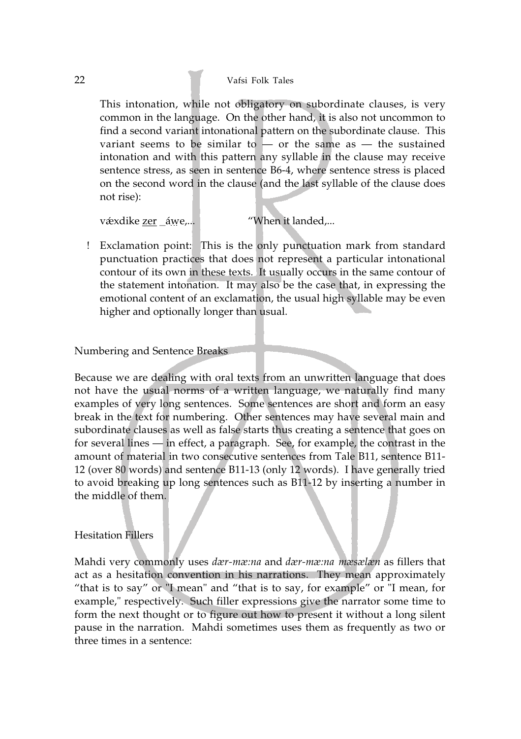This intonation, while not obligatory on subordinate clauses, is very common in the language. On the other hand, it is also not uncommon to find a second variant intonational pattern on the subordinate clause. This variant seems to be similar to — or the same as — the sustained intonation and with this pattern any syllable in the clause may receive sentence stress, as seen in sentence B6-4, where sentence stress is placed on the second word in the clause (and the last syllable of the clause does not rise):

væ̋xdike <u>zer</u> _áw̤e,...  "When it landed,...

! Exclamation point: This is the only punctuation mark from standard punctuation practices that does not represent a particular intonational contour of its own in these texts. It usually occurs in the same contour of the statement intonation. It may also be the case that, in expressing the emotional content of an exclamation, the usual high syllable may be even higher and optionally longer than usual.

## Numbering and Sentence Breaks

Because we are dealing with oral texts from an unwritten language that does not have the usual norms of a written language, we naturally find many examples of very long sentences. Some sentences are short and form an easy break in the text for numbering. Other sentences may have several main and subordinate clauses as well as false starts thus creating a sentence that goes on for several lines — in effect, a paragraph. See, for example, the contrast in the amount of material in two consecutive sentences from Tale B11, sentence B11-12 (over 80 words) and sentence B11-13 (only 12 words). I have generally tried to avoid breaking up long sentences such as B11-12 by inserting a number in the middle of them.

## Hesitation Fillers

Mahdi very commonly uses *dær-mæ:na* and *dær-mæ:na mæsælæn* as fillers that act as a hesitation convention in his narrations. They mean approximately "that is to say" or "I mean" and "that is to say, for example" or "I mean, for example," respectively. Such filler expressions give the narrator some time to form the next thought or to figure out how to present it without a long silent pause in the narration. Mahdi sometimes uses them as frequently as two or three times in a sentence: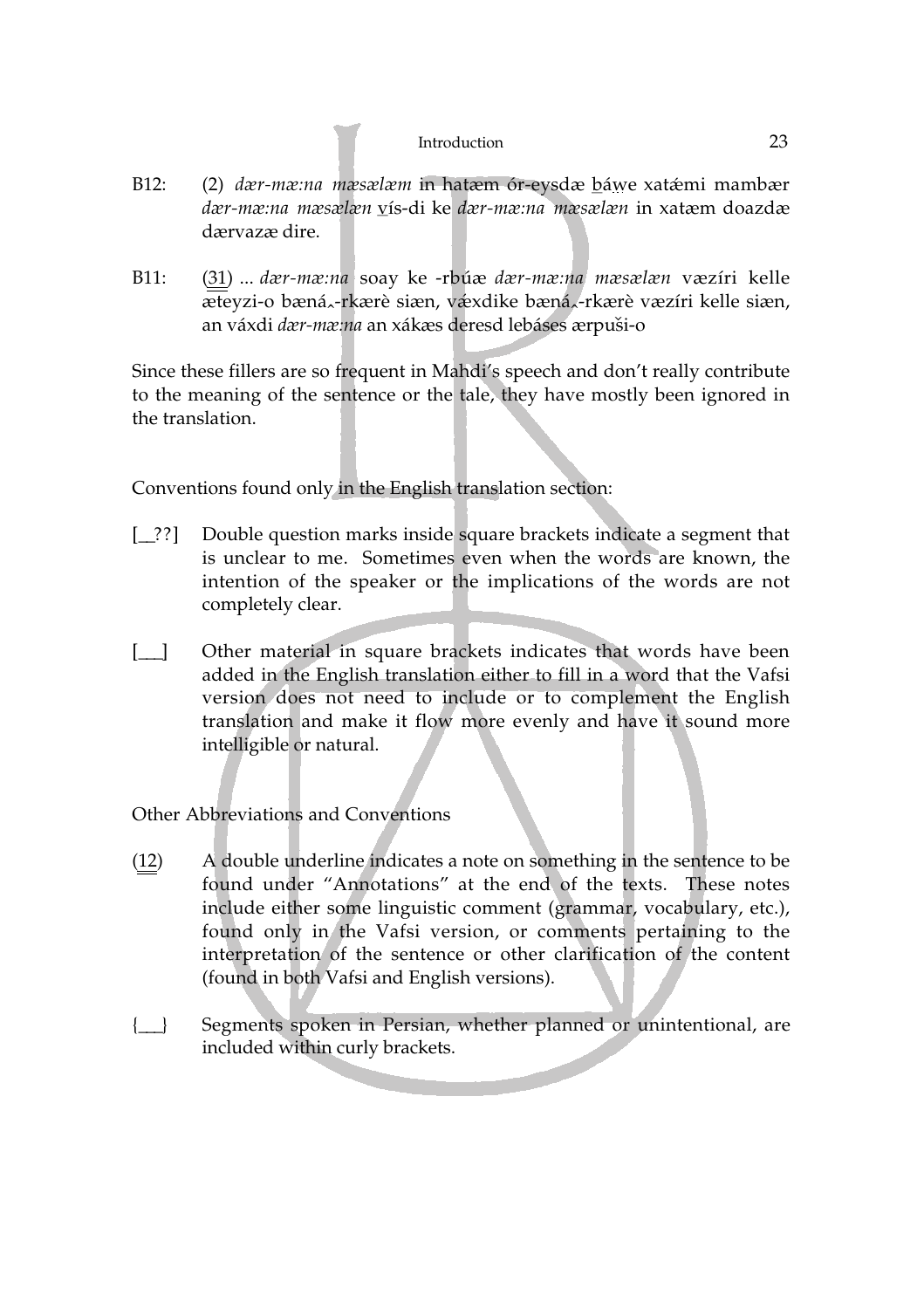B12: (2) *dær-mæ:na mæsælæm* in hatæm ór-eysdæ b̲áw̤e xatǽmi mambær *dær-mæ:na mæsælæn* v̲ís-di ke *dær-mæ:na mæsælæn* in xatæm doazdæ dærvazæ dire.

B11: (31) ... *dær-mæ:na* soay ke -rbúæ *dær-mæ:na mæsælæn* væzíri kelle ǽteyzi-o bæná˄-rkærè siæn, vǽxdike bæná˄-rkærè væzíri kelle siæn, an váxdi *dær-mæ:na* an xákæs deresd lebáses ærpuši-o

Since these fillers are so frequent in Mahdi's speech and don't really contribute to the meaning of the sentence or the tale, they have mostly been ignored in the translation.

Conventions found only in the English translation section:

[__??] Double question marks inside square brackets indicate a segment that is unclear to me. Sometimes even when the words are known, the intention of the speaker or the implications of the words are not completely clear.

[___] Other material in square brackets indicates that words have been added in the English translation either to fill in a word that the Vafsi version does not need to include or to complement the English translation and make it flow more evenly and have it sound more intelligible or natural.

Other Abbreviations and Conventions

(12) A double underline indicates a note on something in the sentence to be found under "Annotations" at the end of the texts. These notes include either some linguistic comment (grammar, vocabulary, etc.), found only in the Vafsi version, or comments pertaining to the interpretation of the sentence or other clarification of the content (found in both Vafsi and English versions).

{___} Segments spoken in Persian, whether planned or unintentional, are included within curly brackets.